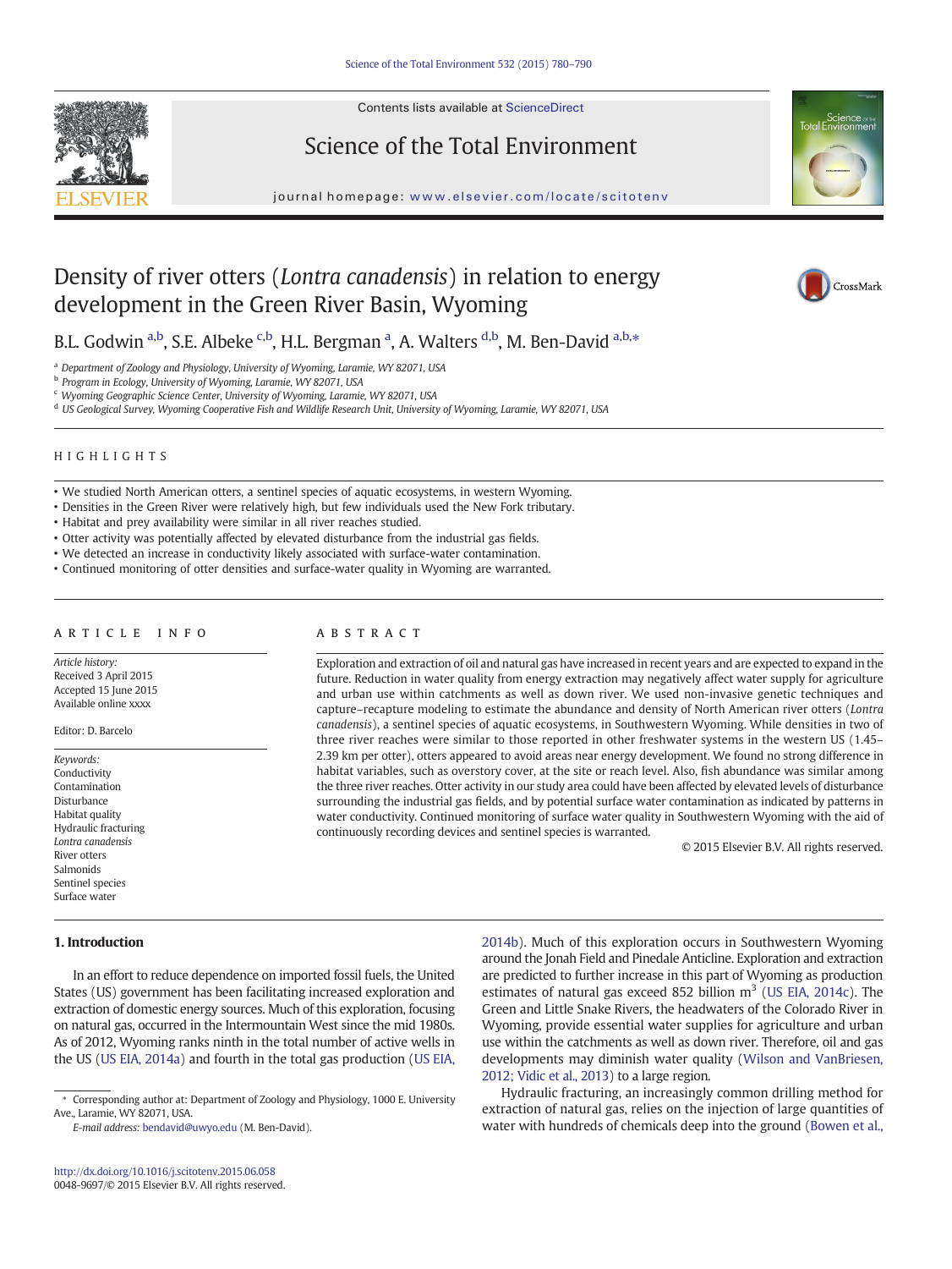Contents lists available at ScienceDirect

Science of the Total Environment

journal homepage: www.elsevier.com/locate/scitotenv

# Density of river otters (*Lontra canadensis*) in relation to energy development in the Green River Basin, Wyoming

B.L. Godwin [a,b], S.E. Albeke [c,b], H.L. Bergman [a], A. Walters [d,b], M. Ben-David [a,b,*]

[a] Department of Zoology and Physiology, University of Wyoming, Laramie, WY 82071, USA
[b] Program in Ecology, University of Wyoming, Laramie, WY 82071, USA
[c] Wyoming Geographic Science Center, University of Wyoming, Laramie, WY 82071, USA
[d] US Geological Survey, Wyoming Cooperative Fish and Wildlife Research Unit, University of Wyoming, Laramie, WY 82071, USA

## HIGHLIGHTS

- We studied North American otters, a sentinel species of aquatic ecosystems, in western Wyoming.
- Densities in the Green River were relatively high, but few individuals used the New Fork tributary.
- Habitat and prey availability were similar in all river reaches studied.
- Otter activity was potentially affected by elevated disturbance from the industrial gas fields.
- We detected an increase in conductivity likely associated with surface-water contamination.
- Continued monitoring of otter densities and surface-water quality in Wyoming are warranted.

## ARTICLE INFO

*Article history:*
Received 3 April 2015
Accepted 15 June 2015
Available online xxxx

Editor: D. Barcelo

*Keywords:*
Conductivity
Contamination
Disturbance
Habitat quality
Hydraulic fracturing
*Lontra canadensis*
River otters
Salmonids
Sentinel species
Surface water

## ABSTRACT

Exploration and extraction of oil and natural gas have increased in recent years and are expected to expand in the future. Reduction in water quality from energy extraction may negatively affect water supply for agriculture and urban use within catchments as well as down river. We used non-invasive genetic techniques and capture–recapture modeling to estimate the abundance and density of North American river otters (*Lontra canadensis*), a sentinel species of aquatic ecosystems, in Southwestern Wyoming. While densities in two of three river reaches were similar to those reported in other freshwater systems in the western US (1.45–2.39 km per otter), otters appeared to avoid areas near energy development. We found no strong difference in habitat variables, such as overstory cover, at the site or reach level. Also, fish abundance was similar among the three river reaches. Otter activity in our study area could have been affected by elevated levels of disturbance surrounding the industrial gas fields, and by potential surface water contamination as indicated by patterns in water conductivity. Continued monitoring of surface water quality in Southwestern Wyoming with the aid of continuously recording devices and sentinel species is warranted.

© 2015 Elsevier B.V. All rights reserved.

## 1. Introduction

In an effort to reduce dependence on imported fossil fuels, the United States (US) government has been facilitating increased exploration and extraction of domestic energy sources. Much of this exploration, focusing on natural gas, occurred in the Intermountain West since the mid 1980s. As of 2012, Wyoming ranks ninth in the total number of active wells in the US (US EIA, 2014a) and fourth in the total gas production (US EIA, 2014b). Much of this exploration occurs in Southwestern Wyoming around the Jonah Field and Pinedale Anticline. Exploration and extraction are predicted to further increase in this part of Wyoming as production estimates of natural gas exceed 852 billion $m^3$ (US EIA, 2014c). The Green and Little Snake Rivers, the headwaters of the Colorado River in Wyoming, provide essential water supplies for agriculture and urban use within the catchments as well as down river. Therefore, oil and gas developments may diminish water quality (Wilson and VanBriesen, 2012; Vidic et al., 2013) to a large region.

Hydraulic fracturing, an increasingly common drilling method for extraction of natural gas, relies on the injection of large quantities of water with hundreds of chemicals deep into the ground (Bowen et al.,

* Corresponding author at: Department of Zoology and Physiology, 1000 E. University Ave., Laramie, WY 82071, USA.
*E-mail address:* bendavid@uwyo.edu (M. Ben-David).

http://dx.doi.org/10.1016/j.scitotenv.2015.06.058
0048-9697/© 2015 Elsevier B.V. All rights reserved.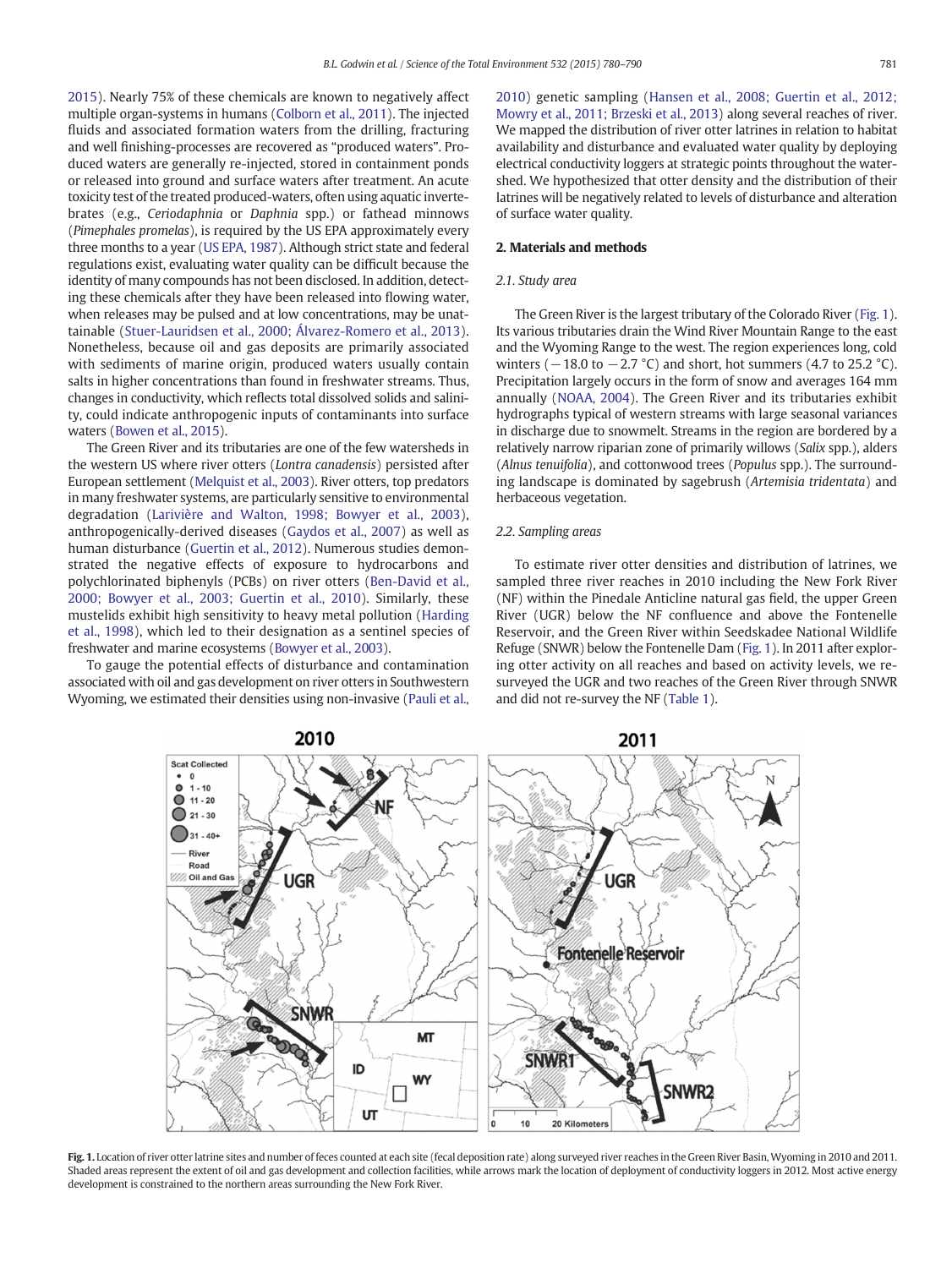2015). Nearly 75% of these chemicals are known to negatively affect multiple organ-systems in humans (Colborn et al., 2011). The injected fluids and associated formation waters from the drilling, fracturing and well finishing-processes are recovered as "produced waters". Produced waters are generally re-injected, stored in containment ponds or released into ground and surface waters after treatment. An acute toxicity test of the treated produced-waters, often using aquatic invertebrates (e.g., *Ceriodaphnia* or *Daphnia* spp.) or fathead minnows (*Pimephales promelas*), is required by the US EPA approximately every three months to a year (US EPA, 1987). Although strict state and federal regulations exist, evaluating water quality can be difficult because the identity of many compounds has not been disclosed. In addition, detecting these chemicals after they have been released into flowing water, when releases may be pulsed and at low concentrations, may be unattainable (Stuer-Lauridsen et al., 2000; Álvarez-Romero et al., 2013). Nonetheless, because oil and gas deposits are primarily associated with sediments of marine origin, produced waters usually contain salts in higher concentrations than found in freshwater streams. Thus, changes in conductivity, which reflects total dissolved solids and salinity, could indicate anthropogenic inputs of contaminants into surface waters (Bowen et al., 2015).

The Green River and its tributaries are one of the few watersheds in the western US where river otters (*Lontra canadensis*) persisted after European settlement (Melquist et al., 2003). River otters, top predators in many freshwater systems, are particularly sensitive to environmental degradation (Larivière and Walton, 1998; Bowyer et al., 2003), anthropogenically-derived diseases (Gaydos et al., 2007) as well as human disturbance (Guertin et al., 2012). Numerous studies demonstrated the negative effects of exposure to hydrocarbons and polychlorinated biphenyls (PCBs) on river otters (Ben-David et al., 2000; Bowyer et al., 2003; Guertin et al., 2010). Similarly, these mustelids exhibit high sensitivity to heavy metal pollution (Harding et al., 1998), which led to their designation as a sentinel species of freshwater and marine ecosystems (Bowyer et al., 2003).

To gauge the potential effects of disturbance and contamination associated with oil and gas development on river otters in Southwestern Wyoming, we estimated their densities using non-invasive (Pauli et al., 2010) genetic sampling (Hansen et al., 2008; Guertin et al., 2012; Mowry et al., 2011; Brzeski et al., 2013) along several reaches of river. We mapped the distribution of river otter latrines in relation to habitat availability and disturbance and evaluated water quality by deploying electrical conductivity loggers at strategic points throughout the watershed. We hypothesized that otter density and the distribution of their latrines will be negatively related to levels of disturbance and alteration of surface water quality.

## 2. Materials and methods

### 2.1. Study area

The Green River is the largest tributary of the Colorado River (Fig. 1). Its various tributaries drain the Wind River Mountain Range to the east and the Wyoming Range to the west. The region experiences long, cold winters (−18.0 to −2.7 °C) and short, hot summers (4.7 to 25.2 °C). Precipitation largely occurs in the form of snow and averages 164 mm annually (NOAA, 2004). The Green River and its tributaries exhibit hydrographs typical of western streams with large seasonal variances in discharge due to snowmelt. Streams in the region are bordered by a relatively narrow riparian zone of primarily willows (*Salix* spp.), alders (*Alnus tenuifolia*), and cottonwood trees (*Populus* spp.). The surrounding landscape is dominated by sagebrush (*Artemisia tridentata*) and herbaceous vegetation.

### 2.2. Sampling areas

To estimate river otter densities and distribution of latrines, we sampled three river reaches in 2010 including the New Fork River (NF) within the Pinedale Anticline natural gas field, the upper Green River (UGR) below the NF confluence and above the Fontenelle Reservoir, and the Green River within Seedskadee National Wildlife Refuge (SNWR) below the Fontenelle Dam (Fig. 1). In 2011 after exploring otter activity on all reaches and based on activity levels, we re-surveyed the UGR and two reaches of the Green River through SNWR and did not re-survey the NF (Table 1).

**Fig. 1.** Location of river otter latrine sites and number of feces counted at each site (fecal deposition rate) along surveyed river reaches in the Green River Basin, Wyoming in 2010 and 2011. Shaded areas represent the extent of oil and gas development and collection facilities, while arrows mark the location of deployment of conductivity loggers in 2012. Most active energy development is constrained to the northern areas surrounding the New Fork River.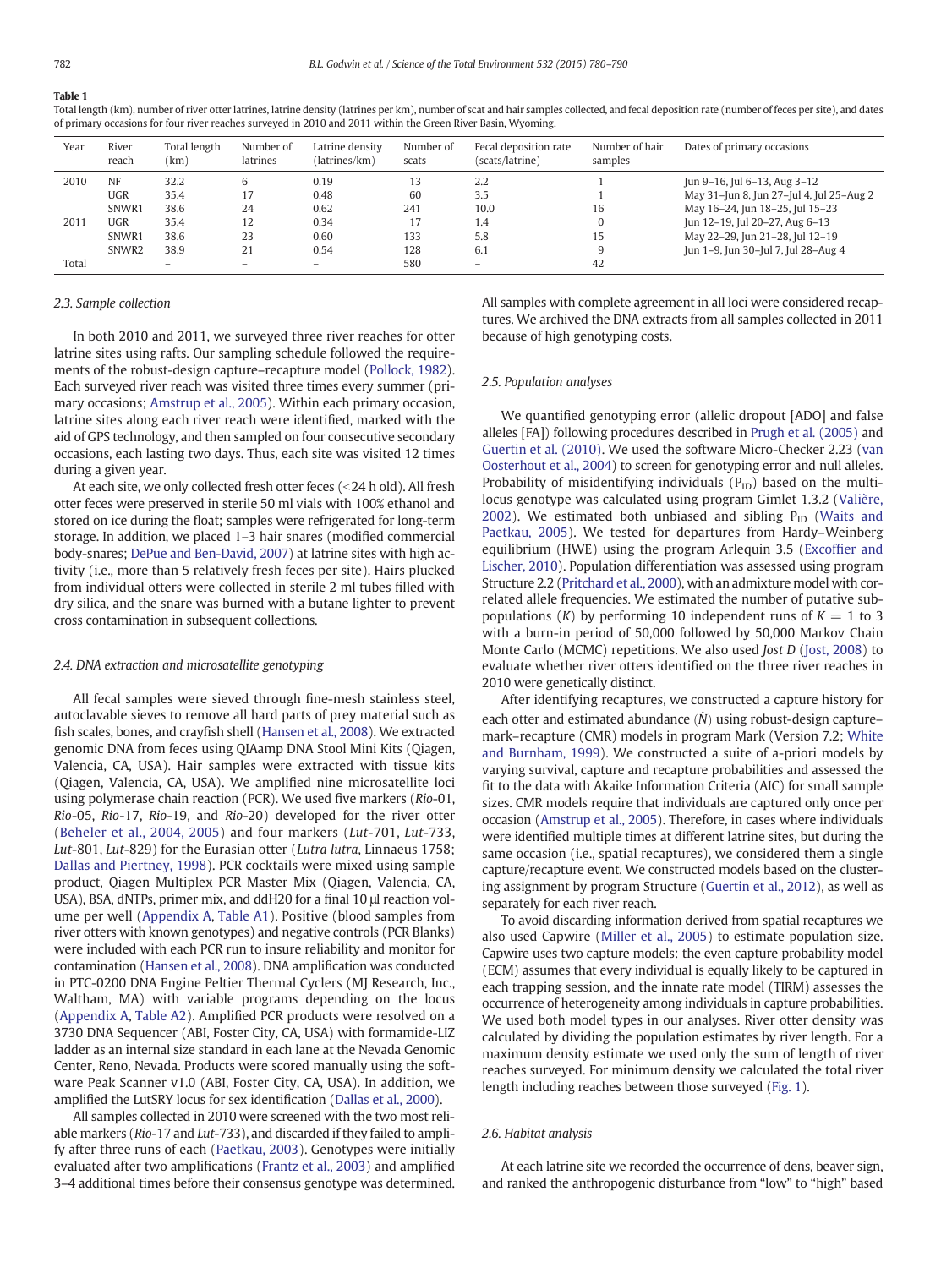**Table 1**
Total length (km), number of river otter latrines, latrine density (latrines per km), number of scat and hair samples collected, and fecal deposition rate (number of feces per site), and dates of primary occasions for four river reaches surveyed in 2010 and 2011 within the Green River Basin, Wyoming.

| Year | River reach | Total length (km) | Number of latrines | Latrine density (latrines/km) | Number of scats | Fecal deposition rate (scats/latrine) | Number of hair samples | Dates of primary occasions |
|---|---|---|---|---|---|---|---|---|
| 2010 | NF | 32.2 | 6 | 0.19 | 13 | 2.2 | 1 | Jun 9–16, Jul 6–13, Aug 3–12 |
| | UGR | 35.4 | 17 | 0.48 | 60 | 3.5 | 1 | May 31–Jun 8, Jun 27–Jul 4, Jul 25–Aug 2 |
| | SNWR1 | 38.6 | 24 | 0.62 | 241 | 10.0 | 16 | May 16–24, Jun 18–25, Jul 15–23 |
| 2011 | UGR | 35.4 | 12 | 0.34 | 17 | 1.4 | 0 | Jun 12–19, Jul 20–27, Aug 6–13 |
| | SNWR1 | 38.6 | 23 | 0.60 | 133 | 5.8 | 15 | May 22–29, Jun 21–28, Jul 12–19 |
| | SNWR2 | 38.9 | 21 | 0.54 | 128 | 6.1 | 9 | Jun 1–9, Jun 30–Jul 7, Jul 28–Aug 4 |
| Total | | – | – | – | 580 | – | 42 | |

### 2.3. Sample collection

In both 2010 and 2011, we surveyed three river reaches for otter latrine sites using rafts. Our sampling schedule followed the requirements of the robust-design capture–recapture model (Pollock, 1982). Each surveyed river reach was visited three times every summer (primary occasions; Amstrup et al., 2005). Within each primary occasion, latrine sites along each river reach were identified, marked with the aid of GPS technology, and then sampled on four consecutive secondary occasions, each lasting two days. Thus, each site was visited 12 times during a given year.

At each site, we only collected fresh otter feces (<24 h old). All fresh otter feces were preserved in sterile 50 ml vials with 100% ethanol and stored on ice during the float; samples were refrigerated for long-term storage. In addition, we placed 1–3 hair snares (modified commercial body-snares; DePue and Ben-David, 2007) at latrine sites with high activity (i.e., more than 5 relatively fresh feces per site). Hairs plucked from individual otters were collected in sterile 2 ml tubes filled with dry silica, and the snare was burned with a butane lighter to prevent cross contamination in subsequent collections.

### 2.4. DNA extraction and microsatellite genotyping

All fecal samples were sieved through fine-mesh stainless steel, autoclavable sieves to remove all hard parts of prey material such as fish scales, bones, and crayfish shell (Hansen et al., 2008). We extracted genomic DNA from feces using QIAamp DNA Stool Mini Kits (Qiagen, Valencia, CA, USA). Hair samples were extracted with tissue kits (Qiagen, Valencia, CA, USA). We amplified nine microsatellite loci using polymerase chain reaction (PCR). We used five markers (*Rio*-01, *Rio*-05, *Rio*-17, *Rio*-19, and *Rio*-20) developed for the river otter (Beheler et al., 2004, 2005) and four markers (*Lut*-701, *Lut*-733, *Lut*-801, *Lut*-829) for the Eurasian otter (*Lutra lutra*, Linnaeus 1758; Dallas and Piertney, 1998). PCR cocktails were mixed using sample product, Qiagen Multiplex PCR Master Mix (Qiagen, Valencia, CA, USA), BSA, dNTPs, primer mix, and ddH20 for a final 10 μl reaction volume per well (Appendix A, Table A1). Positive (blood samples from river otters with known genotypes) and negative controls (PCR Blanks) were included with each PCR run to insure reliability and monitor for contamination (Hansen et al., 2008). DNA amplification was conducted in PTC-0200 DNA Engine Peltier Thermal Cyclers (MJ Research, Inc., Waltham, MA) with variable programs depending on the locus (Appendix A, Table A2). Amplified PCR products were resolved on a 3730 DNA Sequencer (ABI, Foster City, CA, USA) with formamide-LIZ ladder as an internal size standard in each lane at the Nevada Genomic Center, Reno, Nevada. Products were scored manually using the software Peak Scanner v1.0 (ABI, Foster City, CA, USA). In addition, we amplified the LutSRY locus for sex identification (Dallas et al., 2000).

All samples collected in 2010 were screened with the two most reliable markers (*Rio*-17 and *Lut*-733), and discarded if they failed to amplify after three runs of each (Paetkau, 2003). Genotypes were initially evaluated after two amplifications (Frantz et al., 2003) and amplified 3–4 additional times before their consensus genotype was determined. All samples with complete agreement in all loci were considered recaptures. We archived the DNA extracts from all samples collected in 2011 because of high genotyping costs.

### 2.5. Population analyses

We quantified genotyping error (allelic dropout [ADO] and false alleles [FA]) following procedures described in Prugh et al. (2005) and Guertin et al. (2010). We used the software Micro-Checker 2.23 (van Oosterhout et al., 2004) to screen for genotyping error and null alleles. Probability of misidentifying individuals ($P_{ID}$) based on the multi-locus genotype was calculated using program Gimlet 1.3.2 (Valière, 2002). We estimated both unbiased and sibling $P_{ID}$ (Waits and Paetkau, 2005). We tested for departures from Hardy–Weinberg equilibrium (HWE) using the program Arlequin 3.5 (Excoffier and Lischer, 2010). Population differentiation was assessed using program Structure 2.2 (Pritchard et al., 2000), with an admixture model with correlated allele frequencies. We estimated the number of putative sub-populations ($K$) by performing 10 independent runs of $K = 1$ to 3 with a burn-in period of 50,000 followed by 50,000 Markov Chain Monte Carlo (MCMC) repetitions. We also used *Jost D* (Jost, 2008) to evaluate whether river otters identified on the three river reaches in 2010 were genetically distinct.

After identifying recaptures, we constructed a capture history for each otter and estimated abundance ($\hat{N}$) using robust-design capture–mark–recapture (CMR) models in program Mark (Version 7.2; White and Burnham, 1999). We constructed a suite of a-priori models by varying survival, capture and recapture probabilities and assessed the fit to the data with Akaike Information Criteria (AIC) for small sample sizes. CMR models require that individuals are captured only once per occasion (Amstrup et al., 2005). Therefore, in cases where individuals were identified multiple times at different latrine sites, but during the same occasion (i.e., spatial recaptures), we considered them a single capture/recapture event. We constructed models based on the clustering assignment by program Structure (Guertin et al., 2012), as well as separately for each river reach.

To avoid discarding information derived from spatial recaptures we also used Capwire (Miller et al., 2005) to estimate population size. Capwire uses two capture models: the even capture probability model (ECM) assumes that every individual is equally likely to be captured in each trapping session, and the innate rate model (TIRM) assesses the occurrence of heterogeneity among individuals in capture probabilities. We used both model types in our analyses. River otter density was calculated by dividing the population estimates by river length. For a maximum density estimate we used only the sum of length of river reaches surveyed. For minimum density we calculated the total river length including reaches between those surveyed (Fig. 1).

### 2.6. Habitat analysis

At each latrine site we recorded the occurrence of dens, beaver sign, and ranked the anthropogenic disturbance from "low" to "high" based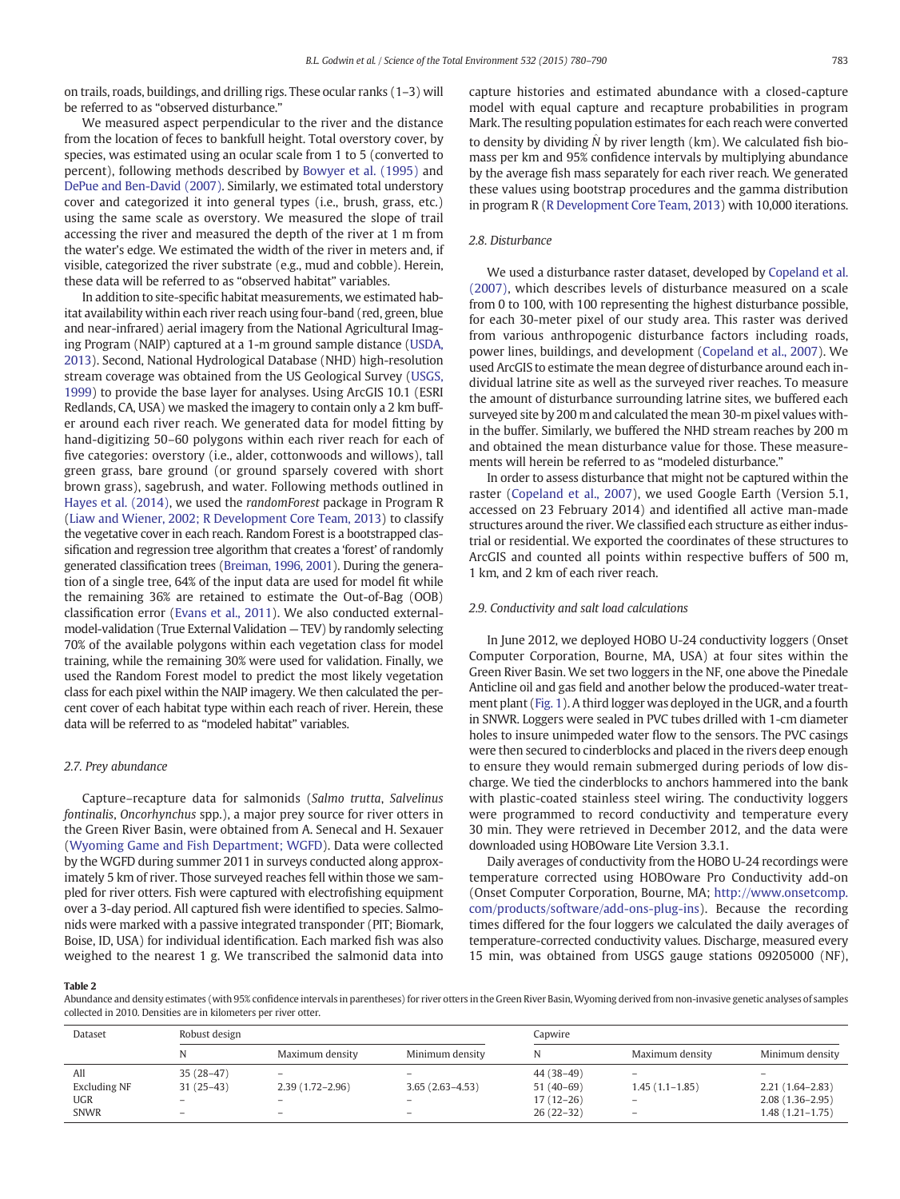on trails, roads, buildings, and drilling rigs. These ocular ranks (1–3) will be referred to as "observed disturbance."

We measured aspect perpendicular to the river and the distance from the location of feces to bankfull height. Total overstory cover, by species, was estimated using an ocular scale from 1 to 5 (converted to percent), following methods described by Bowyer et al. (1995) and DePue and Ben-David (2007). Similarly, we estimated total understory cover and categorized it into general types (i.e., brush, grass, etc.) using the same scale as overstory. We measured the slope of trail accessing the river and measured the depth of the river at 1 m from the water's edge. We estimated the width of the river in meters and, if visible, categorized the river substrate (e.g., mud and cobble). Herein, these data will be referred to as "observed habitat" variables.

In addition to site-specific habitat measurements, we estimated habitat availability within each river reach using four-band (red, green, blue and near-infrared) aerial imagery from the National Agricultural Imaging Program (NAIP) captured at a 1-m ground sample distance (USDA, 2013). Second, National Hydrological Database (NHD) high-resolution stream coverage was obtained from the US Geological Survey (USGS, 1999) to provide the base layer for analyses. Using ArcGIS 10.1 (ESRI Redlands, CA, USA) we masked the imagery to contain only a 2 km buffer around each river reach. We generated data for model fitting by hand-digitizing 50–60 polygons within each river reach for each of five categories: overstory (i.e., alder, cottonwoods and willows), tall green grass, bare ground (or ground sparsely covered with short brown grass), sagebrush, and water. Following methods outlined in Hayes et al. (2014), we used the *randomForest* package in Program R (Liaw and Wiener, 2002; R Development Core Team, 2013) to classify the vegetative cover in each reach. Random Forest is a bootstrapped classification and regression tree algorithm that creates a 'forest' of randomly generated classification trees (Breiman, 1996, 2001). During the generation of a single tree, 64% of the input data are used for model fit while the remaining 36% are retained to estimate the Out-of-Bag (OOB) classification error (Evans et al., 2011). We also conducted external-model-validation (True External Validation — TEV) by randomly selecting 70% of the available polygons within each vegetation class for model training, while the remaining 30% were used for validation. Finally, we used the Random Forest model to predict the most likely vegetation class for each pixel within the NAIP imagery. We then calculated the percent cover of each habitat type within each reach of river. Herein, these data will be referred to as "modeled habitat" variables.

### 2.7. Prey abundance

Capture–recapture data for salmonids (*Salmo trutta*, *Salvelinus fontinalis*, *Oncorhynchus* spp.), a major prey source for river otters in the Green River Basin, were obtained from A. Senecal and H. Sexauer (Wyoming Game and Fish Department; WGFD). Data were collected by the WGFD during summer 2011 in surveys conducted along approximately 5 km of river. Those surveyed reaches fell within those we sampled for river otters. Fish were captured with electrofishing equipment over a 3-day period. All captured fish were identified to species. Salmonids were marked with a passive integrated transponder (PIT; Biomark, Boise, ID, USA) for individual identification. Each marked fish was also weighed to the nearest 1 g. We transcribed the salmonid data into capture histories and estimated abundance with a closed-capture model with equal capture and recapture probabilities in program Mark. The resulting population estimates for each reach were converted to density by dividing $\hat{N}$ by river length (km). We calculated fish biomass per km and 95% confidence intervals by multiplying abundance by the average fish mass separately for each river reach. We generated these values using bootstrap procedures and the gamma distribution in program R (R Development Core Team, 2013) with 10,000 iterations.

### 2.8. Disturbance

We used a disturbance raster dataset, developed by Copeland et al. (2007), which describes levels of disturbance measured on a scale from 0 to 100, with 100 representing the highest disturbance possible, for each 30-meter pixel of our study area. This raster was derived from various anthropogenic disturbance factors including roads, power lines, buildings, and development (Copeland et al., 2007). We used ArcGIS to estimate the mean degree of disturbance around each individual latrine site as well as the surveyed river reaches. To measure the amount of disturbance surrounding latrine sites, we buffered each surveyed site by 200 m and calculated the mean 30-m pixel values within the buffer. Similarly, we buffered the NHD stream reaches by 200 m and obtained the mean disturbance value for those. These measurements will herein be referred to as "modeled disturbance."

In order to assess disturbance that might not be captured within the raster (Copeland et al., 2007), we used Google Earth (Version 5.1, accessed on 23 February 2014) and identified all active man-made structures around the river. We classified each structure as either industrial or residential. We exported the coordinates of these structures to ArcGIS and counted all points within respective buffers of 500 m, 1 km, and 2 km of each river reach.

### 2.9. Conductivity and salt load calculations

In June 2012, we deployed HOBO U-24 conductivity loggers (Onset Computer Corporation, Bourne, MA, USA) at four sites within the Green River Basin. We set two loggers in the NF, one above the Pinedale Anticline oil and gas field and another below the produced-water treatment plant (Fig. 1). A third logger was deployed in the UGR, and a fourth in SNWR. Loggers were sealed in PVC tubes drilled with 1-cm diameter holes to insure unimpeded water flow to the sensors. The PVC casings were then secured to cinderblocks and placed in the rivers deep enough to ensure they would remain submerged during periods of low discharge. We tied the cinderblocks to anchors hammered into the bank with plastic-coated stainless steel wiring. The conductivity loggers were programmed to record conductivity and temperature every 30 min. They were retrieved in December 2012, and the data were downloaded using HOBOware Lite Version 3.3.1.

Daily averages of conductivity from the HOBO U-24 recordings were temperature corrected using HOBOware Pro Conductivity add-on (Onset Computer Corporation, Bourne, MA; http://www.onsetcomp.com/products/software/add-ons-plug-ins). Because the recording times differed for the four loggers we calculated the daily averages of temperature-corrected conductivity values. Discharge, measured every 15 min, was obtained from USGS gauge stations 09205000 (NF),

**Table 2**
Abundance and density estimates (with 95% confidence intervals in parentheses) for river otters in the Green River Basin, Wyoming derived from non-invasive genetic analyses of samples collected in 2010. Densities are in kilometers per river otter.

| Dataset | Robust design | | | Capwire | | |
|---|---|---|---|---|---|---|
| | N | Maximum density | Minimum density | N | Maximum density | Minimum density |
| All | 35 (28–47) | – | – | 44 (38–49) | – | – |
| Excluding NF | 31 (25–43) | 2.39 (1.72–2.96) | 3.65 (2.63–4.53) | 51 (40–69) | 1.45 (1.1–1.85) | 2.21 (1.64–2.83) |
| UGR | – | – | – | 17 (12–26) | – | 2.08 (1.36–2.95) |
| SNWR | – | – | – | 26 (22–32) | – | 1.48 (1.21–1.75) |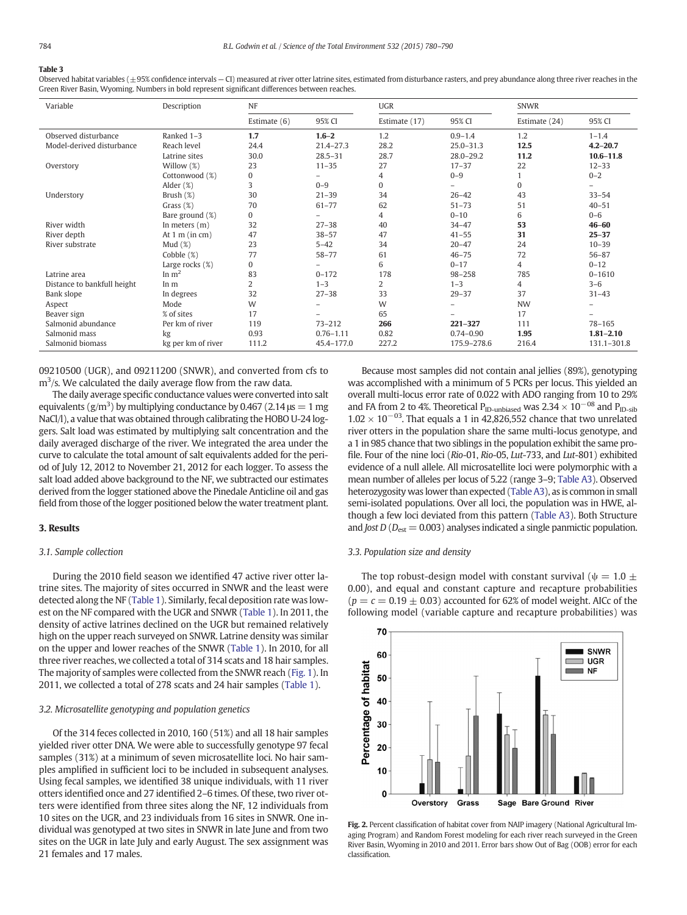**Table 3**
Observed habitat variables (±95% confidence intervals — CI) measured at river otter latrine sites, estimated from disturbance rasters, and prey abundance along three river reaches in the Green River Basin, Wyoming. Numbers in bold represent significant differences between reaches.

| Variable | Description | NF | | UGR | | SNWR | |
|---|---|---|---|---|---|---|---|
| | | Estimate (6) | 95% CI | Estimate (17) | 95% CI | Estimate (24) | 95% CI |
| Observed disturbance | Ranked 1–3 | **1.7** | **1.6–2** | 1.2 | 0.9–1.4 | 1.2 | 1–1.4 |
| Model-derived disturbance | Reach level | 24.4 | 21.4–27.3 | 28.2 | 25.0–31.3 | **12.5** | **4.2–20.7** |
| | Latrine sites | 30.0 | 28.5–31 | 28.7 | 28.0–29.2 | **11.2** | **10.6–11.8** |
| Overstory | Willow (%) | 23 | 11–35 | 27 | 17–37 | 22 | 12–33 |
| | Cottonwood (%) | 0 | – | 4 | 0–9 | 1 | 0–2 |
| | Alder (%) | 3 | 0–9 | 0 | – | 0 | – |
| Understory | Brush (%) | 30 | 21–39 | 34 | 26–42 | 43 | 33–54 |
| | Grass (%) | 70 | 61–77 | 62 | 51–73 | 51 | 40–51 |
| | Bare ground (%) | 0 | – | 4 | 0–10 | 6 | 0–6 |
| River width | In meters (m) | 32 | 27–38 | 40 | 34–47 | **53** | **46–60** |
| River depth | At 1 m (in cm) | 47 | 38–57 | 47 | 41–55 | **31** | **25–37** |
| River substrate | Mud (%) | 23 | 5–42 | 34 | 20–47 | 24 | 10–39 |
| | Cobble (%) | 77 | 58–77 | 61 | 46–75 | 72 | 56–87 |
| | Large rocks (%) | 0 | – | 6 | 0–17 | 4 | 0–12 |
| Latrine area | In m$^2$ | 83 | 0–172 | 178 | 98–258 | 785 | 0–1610 |
| Distance to bankfull height | In m | 2 | 1–3 | 2 | 1–3 | 4 | 3–6 |
| Bank slope | In degrees | 32 | 27–38 | 33 | 29–37 | 37 | 31–43 |
| Aspect | Mode | W | – | W | – | NW | – |
| Beaver sign | % of sites | 17 | – | 65 | – | 17 | – |
| Salmonid abundance | Per km of river | 119 | 73–212 | **266** | **221–327** | 111 | 78–165 |
| Salmonid mass | kg | 0.93 | 0.76–1.11 | 0.82 | 0.74–0.90 | **1.95** | **1.81–2.10** |
| Salmonid biomass | kg per km of river | 111.2 | 45.4–177.0 | 227.2 | 175.9–278.6 | 216.4 | 131.1–301.8 |

09210500 (UGR), and 09211200 (SNWR), and converted from cfs to m$^3$/s. We calculated the daily average flow from the raw data.

The daily average specific conductance values were converted into salt equivalents (g/m$^3$) by multiplying conductance by 0.467 (2.14 μs = 1 mg NaCl/l), a value that was obtained through calibrating the HOBO U-24 loggers. Salt load was estimated by multiplying salt concentration and the daily averaged discharge of the river. We integrated the area under the curve to calculate the total amount of salt equivalents added for the period of July 12, 2012 to November 21, 2012 for each logger. To assess the salt load added above background to the NF, we subtracted our estimates derived from the logger stationed above the Pinedale Anticline oil and gas field from those of the logger positioned below the water treatment plant.

## 3. Results

### 3.1. Sample collection

During the 2010 field season we identified 47 active river otter latrine sites. The majority of sites occurred in SNWR and the least were detected along the NF (Table 1). Similarly, fecal deposition rate was lowest on the NF compared with the UGR and SNWR (Table 1). In 2011, the density of active latrines declined on the UGR but remained relatively high on the upper reach surveyed on SNWR. Latrine density was similar on the upper and lower reaches of the SNWR (Table 1). In 2010, for all three river reaches, we collected a total of 314 scats and 18 hair samples. The majority of samples were collected from the SNWR reach (Fig. 1). In 2011, we collected a total of 278 scats and 24 hair samples (Table 1).

### 3.2. Microsatellite genotyping and population genetics

Of the 314 feces collected in 2010, 160 (51%) and all 18 hair samples yielded river otter DNA. We were able to successfully genotype 97 fecal samples (31%) at a minimum of seven microsatellite loci. No hair samples amplified in sufficient loci to be included in subsequent analyses. Using fecal samples, we identified 38 unique individuals, with 11 river otters identified once and 27 identified 2–6 times. Of these, two river otters were identified from three sites along the NF, 12 individuals from 10 sites on the UGR, and 23 individuals from 16 sites in SNWR. One individual was genotyped at two sites in SNWR in late June and from two sites on the UGR in late July and early August. The sex assignment was 21 females and 17 males.

Because most samples did not contain anal jellies (89%), genotyping was accomplished with a minimum of 5 PCRs per locus. This yielded an overall multi-locus error rate of 0.022 with ADO ranging from 10 to 29% and FA from 2 to 4%. Theoretical $P_{ID\text{-}unbiased}$ was $2.34 \times 10^{-08}$ and $P_{ID\text{-}sib}$ $1.02 \times 10^{-03}$. That equals a 1 in 42,826,552 chance that two unrelated river otters in the population share the same multi-locus genotype, and a 1 in 985 chance that two siblings in the population exhibit the same profile. Four of the nine loci (*Rio*-01, *Rio*-05, *Lut*-733, and *Lut*-801) exhibited evidence of a null allele. All microsatellite loci were polymorphic with a mean number of alleles per locus of 5.22 (range 3–9; Table A3). Observed heterozygosity was lower than expected (Table A3), as is common in small semi-isolated populations. Over all loci, the population was in HWE, although a few loci deviated from this pattern (Table A3). Both Structure and *Jost D* ($D_{est} = 0.003$) analyses indicated a single panmictic population.

### 3.3. Population size and density

The top robust-design model with constant survival ($\psi = 1.0 \pm 0.00$), and equal and constant capture and recapture probabilities ($p = c = 0.19 \pm 0.03$) accounted for 62% of model weight. AICc of the following model (variable capture and recapture probabilities) was

**Fig. 2.** Percent classification of habitat cover from NAIP imagery (National Agricultural Imaging Program) and Random Forest modeling for each river reach surveyed in the Green River Basin, Wyoming in 2010 and 2011. Error bars show Out of Bag (OOB) error for each classification.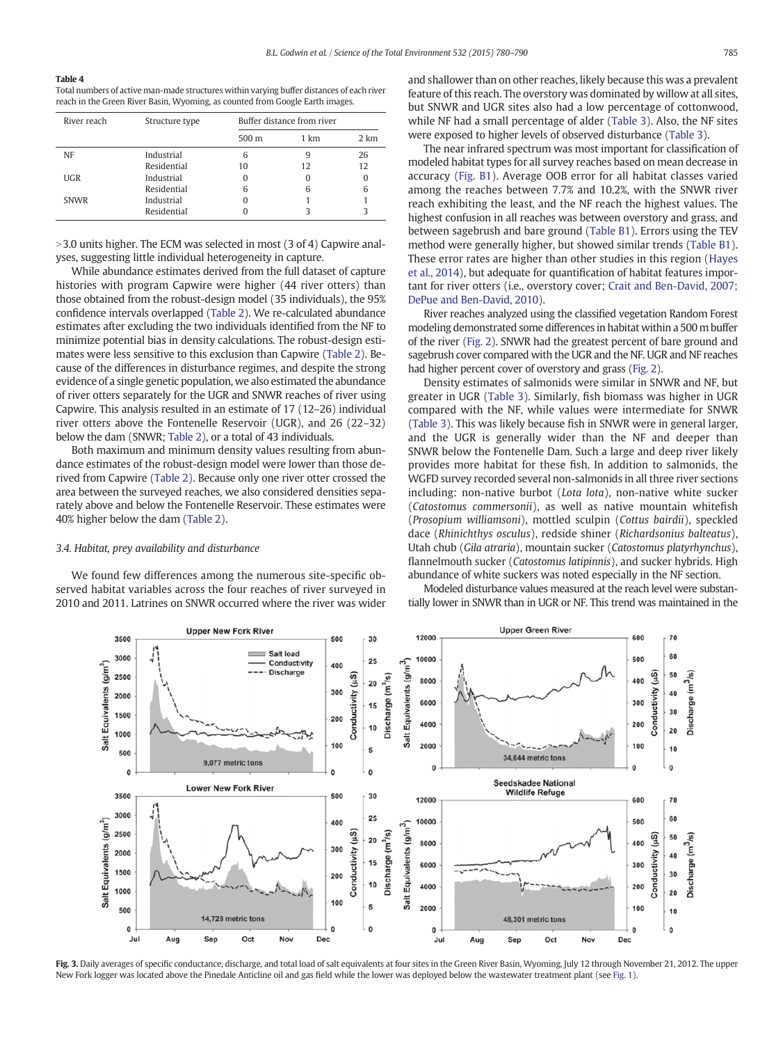**Table 4**
Total numbers of active man-made structures within varying buffer distances of each river reach in the Green River Basin, Wyoming, as counted from Google Earth images.

| River reach | Structure type | Buffer distance from river | | |
|---|---|---|---|---|
| | | 500 m | 1 km | 2 km |
| NF | Industrial | 6 | 9 | 26 |
| | Residential | 10 | 12 | 12 |
| UGR | Industrial | 0 | 0 | 0 |
| | Residential | 6 | 6 | 6 |
| SNWR | Industrial | 0 | 1 | 1 |
| | Residential | 0 | 3 | 3 |

>3.0 units higher. The ECM was selected in most (3 of 4) Capwire analyses, suggesting little individual heterogeneity in capture.

While abundance estimates derived from the full dataset of capture histories with program Capwire were higher (44 river otters) than those obtained from the robust-design model (35 individuals), the 95% confidence intervals overlapped (Table 2). We re-calculated abundance estimates after excluding the two individuals identified from the NF to minimize potential bias in density calculations. The robust-design estimates were less sensitive to this exclusion than Capwire (Table 2). Because of the differences in disturbance regimes, and despite the strong evidence of a single genetic population, we also estimated the abundance of river otters separately for the UGR and SNWR reaches of river using Capwire. This analysis resulted in an estimate of 17 (12–26) individual river otters above the Fontenelle Reservoir (UGR), and 26 (22–32) below the dam (SNWR; Table 2), or a total of 43 individuals.

Both maximum and minimum density values resulting from abundance estimates of the robust-design model were lower than those derived from Capwire (Table 2). Because only one river otter crossed the area between the surveyed reaches, we also considered densities separately above and below the Fontenelle Reservoir. These estimates were 40% higher below the dam (Table 2).

### 3.4. Habitat, prey availability and disturbance

We found few differences among the numerous site-specific observed habitat variables across the four reaches of river surveyed in 2010 and 2011. Latrines on SNWR occurred where the river was wider and shallower than on other reaches, likely because this was a prevalent feature of this reach. The overstory was dominated by willow at all sites, but SNWR and UGR sites also had a low percentage of cottonwood, while NF had a small percentage of alder (Table 3). Also, the NF sites were exposed to higher levels of observed disturbance (Table 3).

The near infrared spectrum was most important for classification of modeled habitat types for all survey reaches based on mean decrease in accuracy (Fig. B1). Average OOB error for all habitat classes varied among the reaches between 7.7% and 10.2%, with the SNWR river reach exhibiting the least, and the NF reach the highest values. The highest confusion in all reaches was between overstory and grass, and between sagebrush and bare ground (Table B1). Errors using the TEV method were generally higher, but showed similar trends (Table B1). These error rates are higher than other studies in this region (Hayes et al., 2014), but adequate for quantification of habitat features important for river otters (i.e., overstory cover; Crait and Ben-David, 2007; DePue and Ben-David, 2010).

River reaches analyzed using the classified vegetation Random Forest modeling demonstrated some differences in habitat within a 500 m buffer of the river (Fig. 2). SNWR had the greatest percent of bare ground and sagebrush cover compared with the UGR and the NF. UGR and NF reaches had higher percent cover of overstory and grass (Fig. 2).

Density estimates of salmonids were similar in SNWR and NF, but greater in UGR (Table 3). Similarly, fish biomass was higher in UGR compared with the NF, while values were intermediate for SNWR (Table 3). This was likely because fish in SNWR were in general larger, and the UGR is generally wider than the NF and deeper than SNWR below the Fontenelle Dam. Such a large and deep river likely provides more habitat for these fish. In addition to salmonids, the WGFD survey recorded several non-salmonids in all three river sections including: non-native burbot (*Lota lota*), non-native white sucker (*Catostomus commersonii*), as well as native mountain whitefish (*Prosopium williamsoni*), mottled sculpin (*Cottus bairdii*), speckled dace (*Rhinichthys osculus*), redside shiner (*Richardsonius balteatus*), Utah chub (*Gila atraria*), mountain sucker (*Catostomus platyrhynchus*), flannelmouth sucker (*Catostomus latipinnis*), and sucker hybrids. High abundance of white suckers was noted especially in the NF section.

Modeled disturbance values measured at the reach level were substantially lower in SNWR than in UGR or NF. This trend was maintained in the

**Fig. 3.** Daily averages of specific conductance, discharge, and total load of salt equivalents at four sites in the Green River Basin, Wyoming, July 12 through November 21, 2012. The upper New Fork logger was located above the Pinedale Anticline oil and gas field while the lower was deployed below the wastewater treatment plant (see Fig. 1).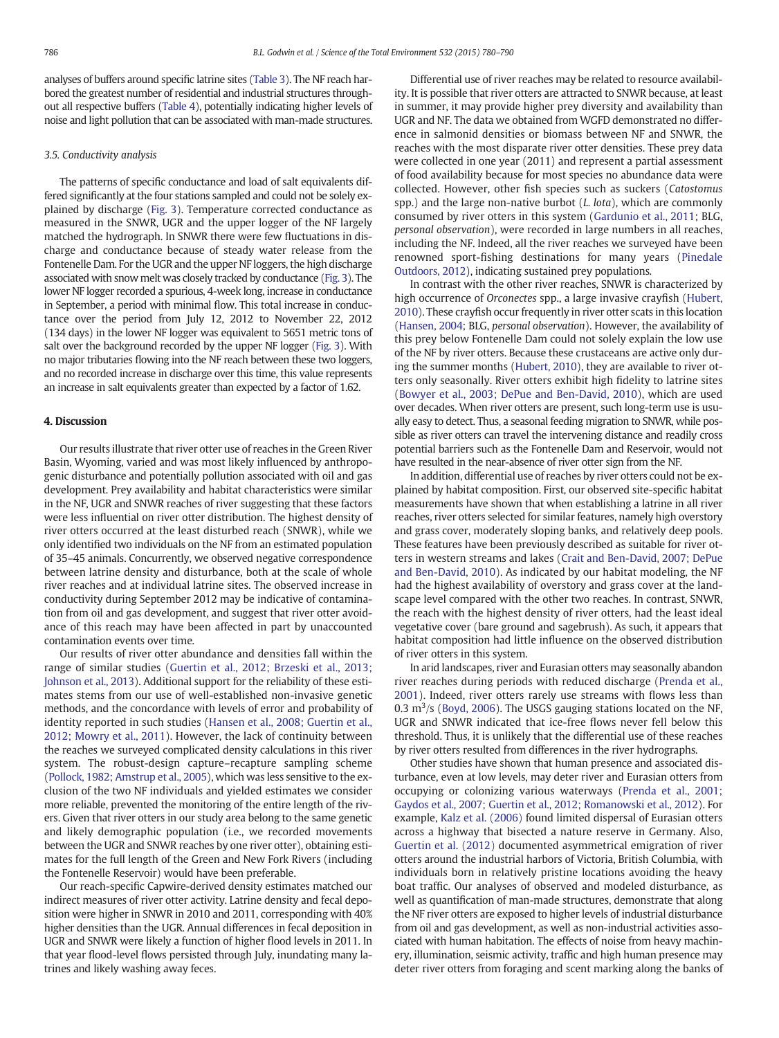analyses of buffers around specific latrine sites (Table 3). The NF reach harbored the greatest number of residential and industrial structures throughout all respective buffers (Table 4), potentially indicating higher levels of noise and light pollution that can be associated with man-made structures.

### 3.5. Conductivity analysis

The patterns of specific conductance and load of salt equivalents differed significantly at the four stations sampled and could not be solely explained by discharge (Fig. 3). Temperature corrected conductance as measured in the SNWR, UGR and the upper logger of the NF largely matched the hydrograph. In SNWR there were few fluctuations in discharge and conductance because of steady water release from the Fontenelle Dam. For the UGR and the upper NF loggers, the high discharge associated with snow melt was closely tracked by conductance (Fig. 3). The lower NF logger recorded a spurious, 4-week long, increase in conductance in September, a period with minimal flow. This total increase in conductance over the period from July 12, 2012 to November 22, 2012 (134 days) in the lower NF logger was equivalent to 5651 metric tons of salt over the background recorded by the upper NF logger (Fig. 3). With no major tributaries flowing into the NF reach between these two loggers, and no recorded increase in discharge over this time, this value represents an increase in salt equivalents greater than expected by a factor of 1.62.

## 4. Discussion

Our results illustrate that river otter use of reaches in the Green River Basin, Wyoming, varied and was most likely influenced by anthropogenic disturbance and potentially pollution associated with oil and gas development. Prey availability and habitat characteristics were similar in the NF, UGR and SNWR reaches of river suggesting that these factors were less influential on river otter distribution. The highest density of river otters occurred at the least disturbed reach (SNWR), while we only identified two individuals on the NF from an estimated population of 35–45 animals. Concurrently, we observed negative correspondence between latrine density and disturbance, both at the scale of whole river reaches and at individual latrine sites. The observed increase in conductivity during September 2012 may be indicative of contamination from oil and gas development, and suggest that river otter avoidance of this reach may have been affected in part by unaccounted contamination events over time.

Our results of river otter abundance and densities fall within the range of similar studies (Guertin et al., 2012; Brzeski et al., 2013; Johnson et al., 2013). Additional support for the reliability of these estimates stems from our use of well-established non-invasive genetic methods, and the concordance with levels of error and probability of identity reported in such studies (Hansen et al., 2008; Guertin et al., 2012; Mowry et al., 2011). However, the lack of continuity between the reaches we surveyed complicated density calculations in this river system. The robust-design capture–recapture sampling scheme (Pollock, 1982; Amstrup et al., 2005), which was less sensitive to the exclusion of the two NF individuals and yielded estimates we consider more reliable, prevented the monitoring of the entire length of the rivers. Given that river otters in our study area belong to the same genetic and likely demographic population (i.e., we recorded movements between the UGR and SNWR reaches by one river otter), obtaining estimates for the full length of the Green and New Fork Rivers (including the Fontenelle Reservoir) would have been preferable.

Our reach-specific Capwire-derived density estimates matched our indirect measures of river otter activity. Latrine density and fecal deposition were higher in SNWR in 2010 and 2011, corresponding with 40% higher densities than the UGR. Annual differences in fecal deposition in UGR and SNWR were likely a function of higher flood levels in 2011. In that year flood-level flows persisted through July, inundating many latrines and likely washing away feces.

Differential use of river reaches may be related to resource availability. It is possible that river otters are attracted to SNWR because, at least in summer, it may provide higher prey diversity and availability than UGR and NF. The data we obtained from WGFD demonstrated no difference in salmonid densities or biomass between NF and SNWR, the reaches with the most disparate river otter densities. These prey data were collected in one year (2011) and represent a partial assessment of food availability because for most species no abundance data were collected. However, other fish species such as suckers (*Catostomus* spp.) and the large non-native burbot (*L. lota*), which are commonly consumed by river otters in this system (Gardunio et al., 2011; BLG, *personal observation*), were recorded in large numbers in all reaches, including the NF. Indeed, all the river reaches we surveyed have been renowned sport-fishing destinations for many years (Pinedale Outdoors, 2012), indicating sustained prey populations.

In contrast with the other river reaches, SNWR is characterized by high occurrence of *Orconectes* spp., a large invasive crayfish (Hubert, 2010). These crayfish occur frequently in river otter scats in this location (Hansen, 2004; BLG, *personal observation*). However, the availability of this prey below Fontenelle Dam could not solely explain the low use of the NF by river otters. Because these crustaceans are active only during the summer months (Hubert, 2010), they are available to river otters only seasonally. River otters exhibit high fidelity to latrine sites (Bowyer et al., 2003; DePue and Ben-David, 2010), which are used over decades. When river otters are present, such long-term use is usually easy to detect. Thus, a seasonal feeding migration to SNWR, while possible as river otters can travel the intervening distance and readily cross potential barriers such as the Fontenelle Dam and Reservoir, would not have resulted in the near-absence of river otter sign from the NF.

In addition, differential use of reaches by river otters could not be explained by habitat composition. First, our observed site-specific habitat measurements have shown that when establishing a latrine in all river reaches, river otters selected for similar features, namely high overstory and grass cover, moderately sloping banks, and relatively deep pools. These features have been previously described as suitable for river otters in western streams and lakes (Crait and Ben-David, 2007; DePue and Ben-David, 2010). As indicated by our habitat modeling, the NF had the highest availability of overstory and grass cover at the landscape level compared with the other two reaches. In contrast, SNWR, the reach with the highest density of river otters, had the least ideal vegetative cover (bare ground and sagebrush). As such, it appears that habitat composition had little influence on the observed distribution of river otters in this system.

In arid landscapes, river and Eurasian otters may seasonally abandon river reaches during periods with reduced discharge (Prenda et al., 2001). Indeed, river otters rarely use streams with flows less than 0.3 $m^3/s$ (Boyd, 2006). The USGS gauging stations located on the NF, UGR and SNWR indicated that ice-free flows never fell below this threshold. Thus, it is unlikely that the differential use of these reaches by river otters resulted from differences in the river hydrographs.

Other studies have shown that human presence and associated disturbance, even at low levels, may deter river and Eurasian otters from occupying or colonizing various waterways (Prenda et al., 2001; Gaydos et al., 2007; Guertin et al., 2012; Romanowski et al., 2012). For example, Kalz et al. (2006) found limited dispersal of Eurasian otters across a highway that bisected a nature reserve in Germany. Also, Guertin et al. (2012) documented asymmetrical emigration of river otters around the industrial harbors of Victoria, British Columbia, with individuals born in relatively pristine locations avoiding the heavy boat traffic. Our analyses of observed and modeled disturbance, as well as quantification of man-made structures, demonstrate that along the NF river otters are exposed to higher levels of industrial disturbance from oil and gas development, as well as non-industrial activities associated with human habitation. The effects of noise from heavy machinery, illumination, seismic activity, traffic and high human presence may deter river otters from foraging and scent marking along the banks of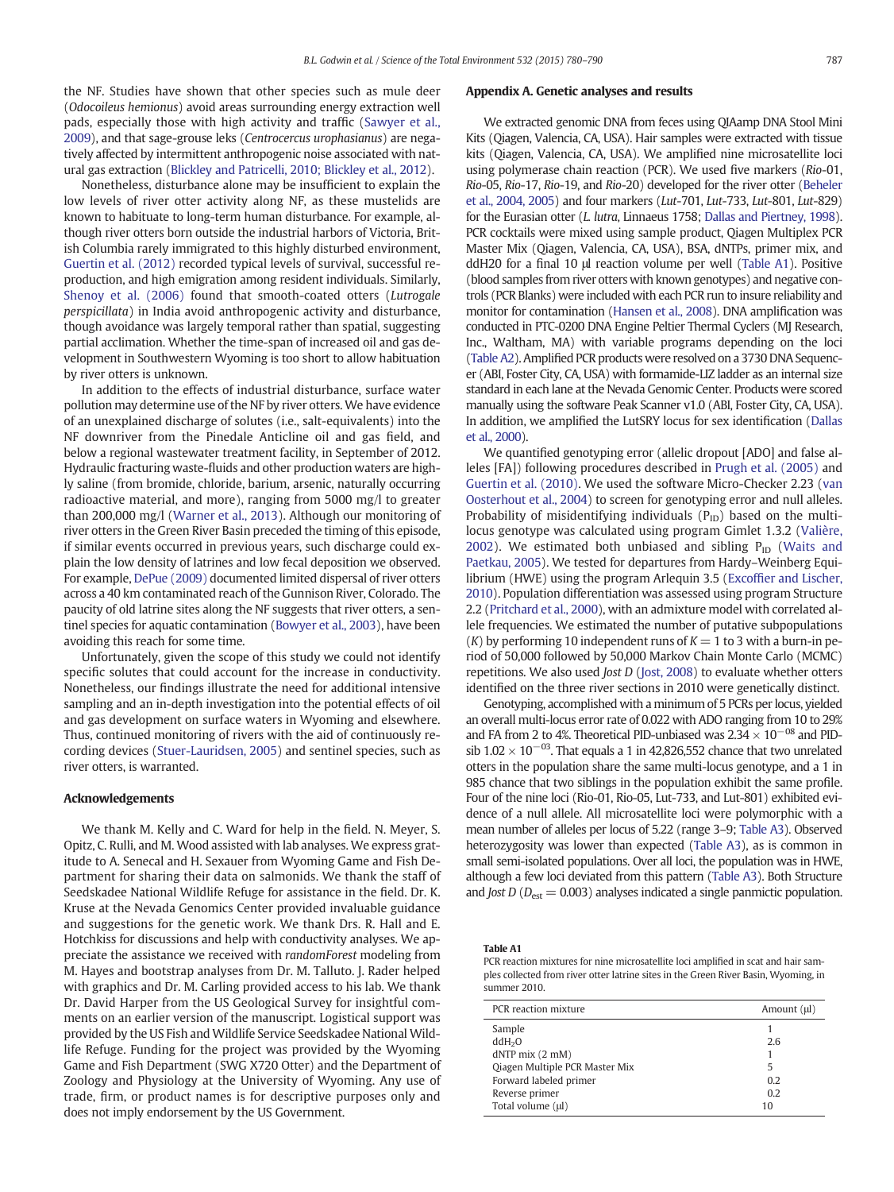the NF. Studies have shown that other species such as mule deer (*Odocoileus hemionus*) avoid areas surrounding energy extraction well pads, especially those with high activity and traffic (Sawyer et al., 2009), and that sage-grouse leks (*Centrocercus urophasianus*) are negatively affected by intermittent anthropogenic noise associated with natural gas extraction (Blickley and Patricelli, 2010; Blickley et al., 2012).

Nonetheless, disturbance alone may be insufficient to explain the low levels of river otter activity along NF, as these mustelids are known to habituate to long-term human disturbance. For example, although river otters born outside the industrial harbors of Victoria, British Columbia rarely immigrated to this highly disturbed environment, Guertin et al. (2012) recorded typical levels of survival, successful reproduction, and high emigration among resident individuals. Similarly, Shenoy et al. (2006) found that smooth-coated otters (*Lutrogale perspicillata*) in India avoid anthropogenic activity and disturbance, though avoidance was largely temporal rather than spatial, suggesting partial acclimation. Whether the time-span of increased oil and gas development in Southwestern Wyoming is too short to allow habituation by river otters is unknown.

In addition to the effects of industrial disturbance, surface water pollution may determine use of the NF by river otters. We have evidence of an unexplained discharge of solutes (i.e., salt-equivalents) into the NF downriver from the Pinedale Anticline oil and gas field, and below a regional wastewater treatment facility, in September of 2012. Hydraulic fracturing waste-fluids and other production waters are highly saline (from bromide, chloride, barium, arsenic, naturally occurring radioactive material, and more), ranging from 5000 mg/l to greater than 200,000 mg/l (Warner et al., 2013). Although our monitoring of river otters in the Green River Basin preceded the timing of this episode, if similar events occurred in previous years, such discharge could explain the low density of latrines and low fecal deposition we observed. For example, DePue (2009) documented limited dispersal of river otters across a 40 km contaminated reach of the Gunnison River, Colorado. The paucity of old latrine sites along the NF suggests that river otters, a sentinel species for aquatic contamination (Bowyer et al., 2003), have been avoiding this reach for some time.

Unfortunately, given the scope of this study we could not identify specific solutes that could account for the increase in conductivity. Nonetheless, our findings illustrate the need for additional intensive sampling and an in-depth investigation into the potential effects of oil and gas development on surface waters in Wyoming and elsewhere. Thus, continued monitoring of rivers with the aid of continuously recording devices (Stuer-Lauridsen, 2005) and sentinel species, such as river otters, is warranted.

## Acknowledgements

We thank M. Kelly and C. Ward for help in the field. N. Meyer, S. Opitz, C. Rulli, and M. Wood assisted with lab analyses. We express gratitude to A. Senecal and H. Sexauer from Wyoming Game and Fish Department for sharing their data on salmonids. We thank the staff of Seedskadee National Wildlife Refuge for assistance in the field. Dr. K. Kruse at the Nevada Genomics Center provided invaluable guidance and suggestions for the genetic work. We thank Drs. R. Hall and E. Hotchkiss for discussions and help with conductivity analyses. We appreciate the assistance we received with *randomForest* modeling from M. Hayes and bootstrap analyses from Dr. M. Talluto. J. Rader helped with graphics and Dr. M. Carling provided access to his lab. We thank Dr. David Harper from the US Geological Survey for insightful comments on an earlier version of the manuscript. Logistical support was provided by the US Fish and Wildlife Service Seedskadee National Wildlife Refuge. Funding for the project was provided by the Wyoming Game and Fish Department (SWG X720 Otter) and the Department of Zoology and Physiology at the University of Wyoming. Any use of trade, firm, or product names is for descriptive purposes only and does not imply endorsement by the US Government.

## Appendix A. Genetic analyses and results

We extracted genomic DNA from feces using QIAamp DNA Stool Mini Kits (Qiagen, Valencia, CA, USA). Hair samples were extracted with tissue kits (Qiagen, Valencia, CA, USA). We amplified nine microsatellite loci using polymerase chain reaction (PCR). We used five markers (*Rio*-01, *Rio*-05, *Rio*-17, *Rio*-19, and *Rio*-20) developed for the river otter (Beheler et al., 2004, 2005) and four markers (*Lut*-701, *Lut*-733, *Lut*-801, *Lut*-829) for the Eurasian otter (*L. lutra*, Linnaeus 1758; Dallas and Piertney, 1998). PCR cocktails were mixed using sample product, Qiagen Multiplex PCR Master Mix (Qiagen, Valencia, CA, USA), BSA, dNTPs, primer mix, and ddH20 for a final 10 μl reaction volume per well (Table A1). Positive (blood samples from river otters with known genotypes) and negative controls (PCR Blanks) were included with each PCR run to insure reliability and monitor for contamination (Hansen et al., 2008). DNA amplification was conducted in PTC-0200 DNA Engine Peltier Thermal Cyclers (MJ Research, Inc., Waltham, MA) with variable programs depending on the loci (Table A2). Amplified PCR products were resolved on a 3730 DNA Sequencer (ABI, Foster City, CA, USA) with formamide-LIZ ladder as an internal size standard in each lane at the Nevada Genomic Center. Products were scored manually using the software Peak Scanner v1.0 (ABI, Foster City, CA, USA). In addition, we amplified the LutSRY locus for sex identification (Dallas et al., 2000).

We quantified genotyping error (allelic dropout [ADO] and false alleles [FA]) following procedures described in Prugh et al. (2005) and Guertin et al. (2010). We used the software Micro-Checker 2.23 (van Oosterhout et al., 2004) to screen for genotyping error and null alleles. Probability of misidentifying individuals ($P_{ID}$) based on the multi-locus genotype was calculated using program Gimlet 1.3.2 (Valière, 2002). We estimated both unbiased and sibling $P_{ID}$ (Waits and Paetkau, 2005). We tested for departures from Hardy–Weinberg Equilibrium (HWE) using the program Arlequin 3.5 (Excoffier and Lischer, 2010). Population differentiation was assessed using program Structure 2.2 (Pritchard et al., 2000), with an admixture model with correlated allele frequencies. We estimated the number of putative subpopulations ($K$) by performing 10 independent runs of $K = 1$ to 3 with a burn-in period of 50,000 followed by 50,000 Markov Chain Monte Carlo (MCMC) repetitions. We also used *Jost D* (Jost, 2008) to evaluate whether otters identified on the three river sections in 2010 were genetically distinct.

Genotyping, accomplished with a minimum of 5 PCRs per locus, yielded an overall multi-locus error rate of 0.022 with ADO ranging from 10 to 29% and FA from 2 to 4%. Theoretical PID-unbiased was $2.34 \times 10^{-08}$ and PID-sib $1.02 \times 10^{-03}$. That equals a 1 in 42,826,552 chance that two unrelated otters in the population share the same multi-locus genotype, and a 1 in 985 chance that two siblings in the population exhibit the same profile. Four of the nine loci (Rio-01, Rio-05, Lut-733, and Lut-801) exhibited evidence of a null allele. All microsatellite loci were polymorphic with a mean number of alleles per locus of 5.22 (range 3–9; Table A3). Observed heterozygosity was lower than expected (Table A3), as is common in small semi-isolated populations. Over all loci, the population was in HWE, although a few loci deviated from this pattern (Table A3). Both Structure and *Jost D* ($D_{est} = 0.003$) analyses indicated a single panmictic population.

**Table A1**
PCR reaction mixtures for nine microsatellite loci amplified in scat and hair samples collected from river otter latrine sites in the Green River Basin, Wyoming, in summer 2010.

| PCR reaction mixture | Amount (μl) |
|---|---|
| Sample | 1 |
| $ddH_2O$ | 2.6 |
| dNTP mix (2 mM) | 1 |
| Qiagen Multiple PCR Master Mix | 5 |
| Forward labeled primer | 0.2 |
| Reverse primer | 0.2 |
| Total volume (μl) | 10 |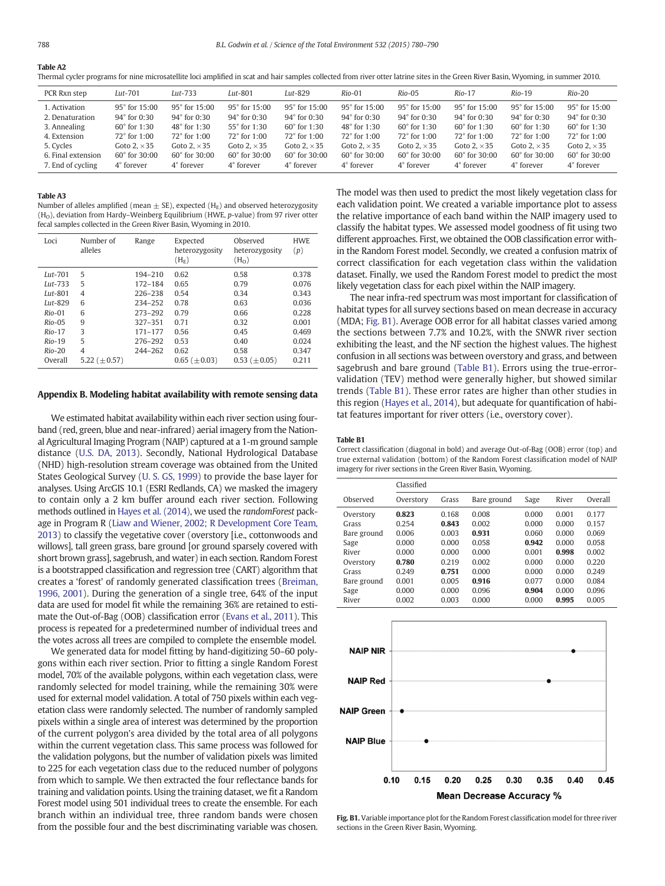**Table A2**
Thermal cycler programs for nine microsatellite loci amplified in scat and hair samples collected from river otter latrine sites in the Green River Basin, Wyoming, in summer 2010.

| PCR Rxn step | *Lut*-701 | *Lut*-733 | *Lut*-801 | *Lut*-829 | *Rio*-01 | *Rio*-05 | *Rio*-17 | *Rio*-19 | *Rio*-20 |
|---|---|---|---|---|---|---|---|---|---|
| 1. Activation | 95° for 15:00 | 95° for 15:00 | 95° for 15:00 | 95° for 15:00 | 95° for 15:00 | 95° for 15:00 | 95° for 15:00 | 95° for 15:00 | 95° for 15:00 |
| 2. Denaturation | 94° for 0:30 | 94° for 0:30 | 94° for 0:30 | 94° for 0:30 | 94° for 0:30 | 94° for 0:30 | 94° for 0:30 | 94° for 0:30 | 94° for 0:30 |
| 3. Annealing | 60° for 1:30 | 48° for 1:30 | 55° for 1:30 | 60° for 1:30 | 48° for 1:30 | 60° for 1:30 | 60° for 1:30 | 60° for 1:30 | 60° for 1:30 |
| 4. Extension | 72° for 1:00 | 72° for 1:00 | 72° for 1:00 | 72° for 1:00 | 72° for 1:00 | 72° for 1:00 | 72° for 1:00 | 72° for 1:00 | 72° for 1:00 |
| 5. Cycles | Goto 2, ×35 | Goto 2, ×35 | Goto 2, ×35 | Goto 2, ×35 | Goto 2, ×35 | Goto 2, ×35 | Goto 2, ×35 | Goto 2, ×35 | Goto 2, ×35 |
| 6. Final extension | 60° for 30:00 | 60° for 30:00 | 60° for 30:00 | 60° for 30:00 | 60° for 30:00 | 60° for 30:00 | 60° for 30:00 | 60° for 30:00 | 60° for 30:00 |
| 7. End of cycling | 4° forever | 4° forever | 4° forever | 4° forever | 4° forever | 4° forever | 4° forever | 4° forever | 4° forever |

**Table A3**
Number of alleles amplified (mean ± SE), expected ($H_E$) and observed heterozygosity ($H_O$), deviation from Hardy–Weinberg Equilibrium (HWE, *p*-value) from 97 river otter fecal samples collected in the Green River Basin, Wyoming in 2010.

| Loci | Number of alleles | Range | Expected heterozygosity ($H_E$) | Observed heterozygosity ($H_O$) | HWE (*p*) |
|---|---|---|---|---|---|
| *Lut*-701 | 5 | 194–210 | 0.62 | 0.58 | 0.378 |
| *Lut*-733 | 5 | 172–184 | 0.65 | 0.79 | 0.076 |
| *Lut*-801 | 4 | 226–238 | 0.54 | 0.34 | 0.343 |
| *Lut*-829 | 6 | 234–252 | 0.78 | 0.63 | 0.036 |
| *Rio*-01 | 6 | 273–292 | 0.79 | 0.66 | 0.228 |
| *Rio*-05 | 9 | 327–351 | 0.71 | 0.32 | 0.001 |
| *Rio*-17 | 3 | 171–177 | 0.56 | 0.45 | 0.469 |
| *Rio*-19 | 5 | 276–292 | 0.53 | 0.40 | 0.024 |
| *Rio*-20 | 4 | 244–262 | 0.62 | 0.58 | 0.347 |
| Overall | 5.22 (±0.57) | | 0.65 (±0.03) | 0.53 (±0.05) | 0.211 |

## Appendix B. Modeling habitat availability with remote sensing data

We estimated habitat availability within each river section using four-band (red, green, blue and near-infrared) aerial imagery from the National Agricultural Imaging Program (NAIP) captured at a 1-m ground sample distance (U.S. DA, 2013). Secondly, National Hydrological Database (NHD) high-resolution stream coverage was obtained from the United States Geological Survey (U. S. GS, 1999) to provide the base layer for analyses. Using ArcGIS 10.1 (ESRI Redlands, CA) we masked the imagery to contain only a 2 km buffer around each river section. Following methods outlined in Hayes et al. (2014), we used the *randomForest* package in Program R (Liaw and Wiener, 2002; R Development Core Team, 2013) to classify the vegetative cover (overstory [i.e., cottonwoods and willows], tall green grass, bare ground [or ground sparsely covered with short brown grass], sagebrush, and water) in each section. Random Forest is a bootstrapped classification and regression tree (CART) algorithm that creates a 'forest' of randomly generated classification trees (Breiman, 1996, 2001). During the generation of a single tree, 64% of the input data are used for model fit while the remaining 36% are retained to estimate the Out-of-Bag (OOB) classification error (Evans et al., 2011). This process is repeated for a predetermined number of individual trees and the votes across all trees are compiled to complete the ensemble model.

We generated data for model fitting by hand-digitizing 50–60 polygons within each river section. Prior to fitting a single Random Forest model, 70% of the available polygons, within each vegetation class, were randomly selected for model training, while the remaining 30% were used for external model validation. A total of 750 pixels within each vegetation class were randomly selected. The number of randomly sampled pixels within a single area of interest was determined by the proportion of the current polygon's area divided by the total area of all polygons within the current vegetation class. This same process was followed for the validation polygons, but the number of validation pixels was limited to 225 for each vegetation class due to the reduced number of polygons from which to sample. We then extracted the four reflectance bands for training and validation points. Using the training dataset, we fit a Random Forest model using 501 individual trees to create the ensemble. For each branch within an individual tree, three random bands were chosen from the possible four and the best discriminating variable was chosen. The model was then used to predict the most likely vegetation class for each validation point. We created a variable importance plot to assess the relative importance of each band within the NAIP imagery used to classify the habitat types. We assessed model goodness of fit using two different approaches. First, we obtained the OOB classification error within the Random Forest model. Secondly, we created a confusion matrix of correct classification for each vegetation class within the validation dataset. Finally, we used the Random Forest model to predict the most likely vegetation class for each pixel within the NAIP imagery.

The near infra-red spectrum was most important for classification of habitat types for all survey sections based on mean decrease in accuracy (MDA; Fig. B1). Average OOB error for all habitat classes varied among the sections between 7.7% and 10.2%, with the SNWR river section exhibiting the least, and the NF section the highest values. The highest confusion in all sections was between overstory and grass, and between sagebrush and bare ground (Table B1). Errors using the true-error-validation (TEV) method were generally higher, but showed similar trends (Table B1). These error rates are higher than other studies in this region (Hayes et al., 2014), but adequate for quantification of habitat features important for river otters (i.e., overstory cover).

**Table B1**
Correct classification (diagonal in bold) and average Out-of-Bag (OOB) error (top) and true external validation (bottom) of the Random Forest classification model of NAIP imagery for river sections in the Green River Basin, Wyoming.

| Observed | Classified | | | | | |
|---|---|---|---|---|---|---|
| | Overstory | Grass | Bare ground | Sage | River | Overall |
| Overstory | **0.823** | 0.168 | 0.008 | 0.000 | 0.001 | 0.177 |
| Grass | 0.254 | **0.843** | 0.002 | 0.000 | 0.000 | 0.157 |
| Bare ground | 0.006 | 0.003 | **0.931** | 0.060 | 0.000 | 0.069 |
| Sage | 0.000 | 0.000 | 0.058 | **0.942** | 0.000 | 0.058 |
| River | 0.000 | 0.000 | 0.000 | 0.001 | **0.998** | 0.002 |
| Overstory | **0.780** | 0.219 | 0.002 | 0.000 | 0.000 | 0.220 |
| Grass | 0.249 | **0.751** | 0.000 | 0.000 | 0.000 | 0.249 |
| Bare ground | 0.001 | 0.005 | **0.916** | 0.077 | 0.000 | 0.084 |
| Sage | 0.000 | 0.000 | 0.096 | **0.904** | 0.000 | 0.096 |
| River | 0.002 | 0.003 | 0.000 | 0.000 | **0.995** | 0.005 |

Fig. B1. Variable importance plot for the Random Forest classification model for three river sections in the Green River Basin, Wyoming.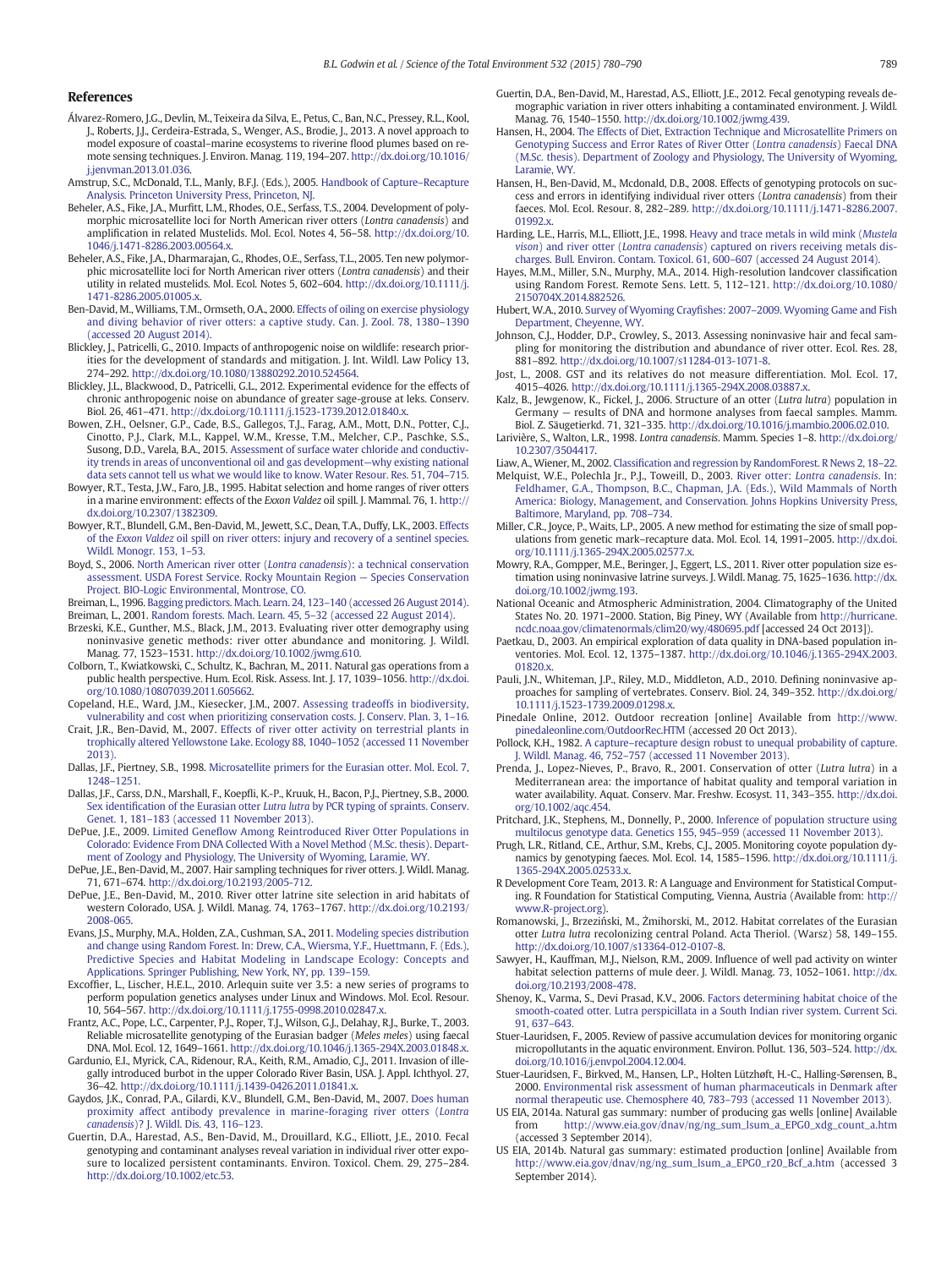## References

Álvarez-Romero, J.G., Devlin, M., Teixeira da Silva, E., Petus, C., Ban, N.C., Pressey, R.L., Kool, J., Roberts, J.J., Cerdeira-Estrada, S., Wenger, A.S., Brodie, J., 2013. A novel approach to model exposure of coastal–marine ecosystems to riverine flood plumes based on remote sensing techniques. J. Environ. Manag. 119, 194–207. http://dx.doi.org/10.1016/j.jenvman.2013.01.036.

Amstrup, S.C., McDonald, T.L., Manly, B.F.J. (Eds.), 2005. Handbook of Capture–Recapture Analysis. Princeton University Press, Princeton, NJ.

Beheler, A.S., Fike, J.A., Murfitt, L.M., Rhodes, O.E., Serfass, T.S., 2004. Development of polymorphic microsatellite loci for North American river otters (*Lontra canadensis*) and amplification in related Mustelids. Mol. Ecol. Notes 4, 56–58. http://dx.doi.org/10.1046/j.1471-8286.2003.00564.x.

Beheler, A.S., Fike, J.A., Dharmarajan, G., Rhodes, O.E., Serfass, T.L., 2005. Ten new polymorphic microsatellite loci for North American river otters (*Lontra canadensis*) and their utility in related mustelids. Mol. Ecol. Notes 5, 602–604. http://dx.doi.org/10.1111/j.1471-8286.2005.01005.x.

Ben-David, M., Williams, T.M., Ormseth, O.A., 2000. Effects of oiling on exercise physiology and diving behavior of river otters: a captive study. Can. J. Zool. 78, 1380–1390 (accessed 20 August 2014).

Blickley, J., Patricelli, G., 2010. Impacts of anthropogenic noise on wildlife: research priorities for the development of standards and mitigation. J. Int. Wildl. Law Policy 13, 274–292. http://dx.doi.org/10.1080/13880292.2010.524564.

Blickley, J.L., Blackwood, D., Patricelli, G.L., 2012. Experimental evidence for the effects of chronic anthropogenic noise on abundance of greater sage-grouse at leks. Conserv. Biol. 26, 461–471. http://dx.doi.org/10.1111/j.1523-1739.2012.01840.x.

Bowen, Z.H., Oelsner, G.P., Cade, B.S., Gallegos, T.J., Farag, A.M., Mott, D.N., Potter, C.J., Cinotto, P.J., Clark, M.L., Kappel, W.M., Kresse, T.M., Melcher, C.P., Paschke, S.S., Susong, D.D., Varela, B.A., 2015. Assessment of surface water chloride and conductivity trends in areas of unconventional oil and gas development—why existing national data sets cannot tell us what we would like to know. Water Resour. Res. 51, 704–715.

Bowyer, R.T., Testa, J.W., Faro, J.B., 1995. Habitat selection and home ranges of river otters in a marine environment: effects of the *Exxon Valdez* oil spill. J. Mammal. 76, 1. http://dx.doi.org/10.2307/1382309.

Bowyer, R.T., Blundell, G.M., Ben-David, M., Jewett, S.C., Dean, T.A., Duffy, L.K., 2003. Effects of the *Exxon Valdez* oil spill on river otters: injury and recovery of a sentinel species. Wildl. Monogr. 153, 1–53.

Boyd, S., 2006. North American river otter (*Lontra canadensis*): a technical conservation assessment. USDA Forest Service. Rocky Mountain Region — Species Conservation Project. BIO-Logic Environmental, Montrose, CO.

Breiman, L., 1996. Bagging predictors. Mach. Learn. 24, 123–140 (accessed 26 August 2014).

Breiman, L., 2001. Random forests. Mach. Learn. 45, 5–32 (accessed 22 August 2014).

Brzeski, K.E., Gunther, M.S., Black, J.M., 2013. Evaluating river otter demography using noninvasive genetic methods: river otter abundance and monitoring. J. Wildl. Manag. 77, 1523–1531. http://dx.doi.org/10.1002/jwmg.610.

Colborn, T., Kwiatkowski, C., Schultz, K., Bachran, M., 2011. Natural gas operations from a public health perspective. Hum. Ecol. Risk. Assess. Int. J. 17, 1039–1056. http://dx.doi.org/10.1080/10807039.2011.605662.

Copeland, H.E., Ward, J.M., Kiesecker, J.M., 2007. Assessing tradeoffs in biodiversity, vulnerability and cost when prioritizing conservation costs. J. Conserv. Plan. 3, 1–16.

Crait, J.R., Ben-David, M., 2007. Effects of river otter activity on terrestrial plants in trophically altered Yellowstone Lake. Ecology 88, 1040–1052 (accessed 11 November 2013).

Dallas, J.F., Piertney, S.B., 1998. Microsatellite primers for the Eurasian otter. Mol. Ecol. 7, 1248–1251.

Dallas, J.F., Carss, D.N., Marshall, F., Koepfli, K.-P., Kruuk, H., Bacon, P.J., Piertney, S.B., 2000. Sex identification of the Eurasian otter *Lutra lutra* by PCR typing of spraints. Conserv. Genet. 1, 181–183 (accessed 11 November 2013).

DePue, J.E., 2009. Limited Geneflow Among Reintroduced River Otter Populations in Colorado: Evidence From DNA Collected With a Novel Method (M.Sc. thesis). Department of Zoology and Physiology, The University of Wyoming, Laramie, WY.

DePue, J.E., Ben-David, M., 2007. Hair sampling techniques for river otters. J. Wildl. Manag. 71, 671–674. http://dx.doi.org/10.2193/2005-712.

DePue, J.E., Ben-David, M., 2010. River otter latrine site selection in arid habitats of western Colorado, USA. J. Wildl. Manag. 74, 1763–1767. http://dx.doi.org/10.2193/2008-065.

Evans, J.S., Murphy, M.A., Holden, Z.A., Cushman, S.A., 2011. Modeling species distribution and change using Random Forest. In: Drew, C.A., Wiersma, Y.F., Huettmann, F. (Eds.), Predictive Species and Habitat Modeling in Landscape Ecology: Concepts and Applications. Springer Publishing, New York, NY, pp. 139–159.

Excoffier, L., Lischer, H.E.L., 2010. Arlequin suite ver 3.5: a new series of programs to perform population genetics analyses under Linux and Windows. Mol. Ecol. Resour. 10, 564–567. http://dx.doi.org/10.1111/j.1755-0998.2010.02847.x.

Frantz, A.C., Pope, L.C., Carpenter, P.J., Roper, T.J., Wilson, G.J., Delahay, R.J., Burke, T., 2003. Reliable microsatellite genotyping of the Eurasian badger (*Meles meles*) using faecal DNA. Mol. Ecol. 12, 1649–1661. http://dx.doi.org/10.1046/j.1365-294X.2003.01848.x.

Gardunio, E.I., Myrick, C.A., Ridenour, R.A., Keith, R.M., Amadio, C.J., 2011. Invasion of illegally introduced burbot in the upper Colorado River Basin, USA. J. Appl. Ichthyol. 27, 36–42. http://dx.doi.org/10.1111/j.1439-0426.2011.01841.x.

Gaydos, J.K., Conrad, P.A., Gilardi, K.V., Blundell, G.M., Ben-David, M., 2007. Does human proximity affect antibody prevalence in marine-foraging river otters (*Lontra canadensis*)? J. Wildl. Dis. 43, 116–123.

Guertin, D.A., Harestad, A.S., Ben-David, M., Drouillard, K.G., Elliott, J.E., 2010. Fecal genotyping and contaminant analyses reveal variation in individual river otter exposure to localized persistent contaminants. Environ. Toxicol. Chem. 29, 275–284. http://dx.doi.org/10.1002/etc.53.

Guertin, D.A., Ben-David, M., Harestad, A.S., Elliott, J.E., 2012. Fecal genotyping reveals demographic variation in river otters inhabiting a contaminated environment. J. Wildl. Manag. 76, 1540–1550. http://dx.doi.org/10.1002/jwmg.439.

Hansen, H., 2004. The Effects of Diet, Extraction Technique and Microsatellite Primers on Genotyping Success and Error Rates of River Otter (*Lontra canadensis*) Faecal DNA (M.Sc. thesis). Department of Zoology and Physiology, The University of Wyoming, Laramie, WY.

Hansen, H., Ben-David, M., Mcdonald, D.B., 2008. Effects of genotyping protocols on success and errors in identifying individual river otters (*Lontra canadensis*) from their faeces. Mol. Ecol. Resour. 8, 282–289. http://dx.doi.org/10.1111/j.1471-8286.2007.01992.x.

Harding, L.E., Harris, M.L., Elliott, J.E., 1998. Heavy and trace metals in wild mink (*Mustela vison*) and river otter (*Lontra canadensis*) captured on rivers receiving metals discharges. Bull. Environ. Contam. Toxicol. 61, 600–607 (accessed 24 August 2014).

Hayes, M.M., Miller, S.N., Murphy, M.A., 2014. High-resolution landcover classification using Random Forest. Remote Sens. Lett. 5, 112–121. http://dx.doi.org/10.1080/2150704X.2014.882526.

Hubert, W.A., 2010. Survey of Wyoming Crayfishes: 2007–2009. Wyoming Game and Fish Department, Cheyenne, WY.

Johnson, C.J., Hodder, D.P., Crowley, S., 2013. Assessing noninvasive hair and fecal sampling for monitoring the distribution and abundance of river otter. Ecol. Res. 28, 881–892. http://dx.doi.org/10.1007/s11284-013-1071-8.

Jost, L., 2008. GST and its relatives do not measure differentiation. Mol. Ecol. 17, 4015–4026. http://dx.doi.org/10.1111/j.1365-294X.2008.03887.x.

Kalz, B., Jewgenow, K., Fickel, J., 2006. Structure of an otter (*Lutra lutra*) population in Germany — results of DNA and hormone analyses from faecal samples. Mamm. Biol. Z. Säugetierkd. 71, 321–335. http://dx.doi.org/10.1016/j.mambio.2006.02.010.

Larivière, S., Walton, L.R., 1998. *Lontra canadensis*. Mamm. Species 1–8. http://dx.doi.org/10.2307/3504417.

Liaw, A., Wiener, M., 2002. Classification and regression by RandomForest. R News 2, 18–22.

Melquist, W.E., Polechla Jr., P.J., Toweill, D., 2003. River otter: *Lontra canadensis*. In: Feldhamer, G.A., Thompson, B.C., Chapman, J.A. (Eds.), Wild Mammals of North America: Biology, Management, and Conservation. Johns Hopkins University Press, Baltimore, Maryland, pp. 708–734.

Miller, C.R., Joyce, P., Waits, L.P., 2005. A new method for estimating the size of small populations from genetic mark–recapture data. Mol. Ecol. 14, 1991–2005. http://dx.doi.org/10.1111/j.1365-294X.2005.02577.x.

Mowry, R.A., Gompper, M.E., Beringer, J., Eggert, L.S., 2011. River otter population size estimation using noninvasive latrine surveys. J. Wildl. Manag. 75, 1625–1636. http://dx.doi.org/10.1002/jwmg.193.

National Oceanic and Atmospheric Administration, 2004. Climatography of the United States No. 20. 1971–2000. Station, Big Piney, WY (Available from http://hurricane.ncdc.noaa.gov/climatenormals/clim20/wy/480695.pdf [accessed 24 Oct 2013]).

Paetkau, D., 2003. An empirical exploration of data quality in DNA-based population inventories. Mol. Ecol. 12, 1375–1387. http://dx.doi.org/10.1046/j.1365-294X.2003.01820.x.

Pauli, J.N., Whiteman, J.P., Riley, M.D., Middleton, A.D., 2010. Defining noninvasive approaches for sampling of vertebrates. Conserv. Biol. 24, 349–352. http://dx.doi.org/10.1111/j.1523-1739.2009.01298.x.

Pinedale Online, 2012. Outdoor recreation [online] Available from http://www.pinedaleonline.com/OutdoorRec.HTM (accessed 20 Oct 2013).

Pollock, K.H., 1982. A capture–recapture design robust to unequal probability of capture. J. Wildl. Manag. 46, 752–757 (accessed 11 November 2013).

Prenda, J., Lopez-Nieves, P., Bravo, R., 2001. Conservation of otter (*Lutra lutra*) in a Mediterranean area: the importance of habitat quality and temporal variation in water availability. Aquat. Conserv. Mar. Freshw. Ecosyst. 11, 343–355. http://dx.doi.org/10.1002/aqc.454.

Pritchard, J.K., Stephens, M., Donnelly, P., 2000. Inference of population structure using multilocus genotype data. Genetics 155, 945–959 (accessed 11 November 2013).

Prugh, L.R., Ritland, C.E., Arthur, S.M., Krebs, C.J., 2005. Monitoring coyote population dynamics by genotyping faeces. Mol. Ecol. 14, 1585–1596. http://dx.doi.org/10.1111/j.1365-294X.2005.02533.x.

R Development Core Team, 2013. R: A Language and Environment for Statistical Computing. R Foundation for Statistical Computing, Vienna, Austria (Available from: http://www.R-project.org).

Romanowski, J., Brzeziński, M., Żmihorski, M., 2012. Habitat correlates of the Eurasian otter *Lutra lutra* recolonizing central Poland. Acta Theriol. (Warsz) 58, 149–155. http://dx.doi.org/10.1007/s13364-012-0107-8.

Sawyer, H., Kauffman, M.J., Nielson, R.M., 2009. Influence of well pad activity on winter habitat selection patterns of mule deer. J. Wildl. Manag. 73, 1052–1061. http://dx.doi.org/10.2193/2008-478.

Shenoy, K., Varma, S., Devi Prasad, K.V., 2006. Factors determining habitat choice of the smooth-coated otter. Lutra perspicillata in a South Indian river system. Current Sci. 91, 637–643.

Stuer-Lauridsen, F., 2005. Review of passive accumulation devices for monitoring organic micropollutants in the aquatic environment. Environ. Pollut. 136, 503–524. http://dx.doi.org/10.1016/j.envpol.2004.12.004.

Stuer-Lauridsen, F., Birkved, M., Hansen, L.P., Holten Lützhøft, H.-C., Halling-Sørensen, B., 2000. Environmental risk assessment of human pharmaceuticals in Denmark after normal therapeutic use. Chemosphere 40, 783–793 (accessed 11 November 2013).

US EIA, 2014a. Natural gas summary: number of producing gas wells [online] Available from http://www.eia.gov/dnav/ng/ng_sum_lsum_a_EPG0_xdg_count_a.htm (accessed 3 September 2014).

US EIA, 2014b. Natural gas summary: estimated production [online] Available from http://www.eia.gov/dnav/ng/ng_sum_lsum_a_EPG0_r20_Bcf_a.htm (accessed 3 September 2014).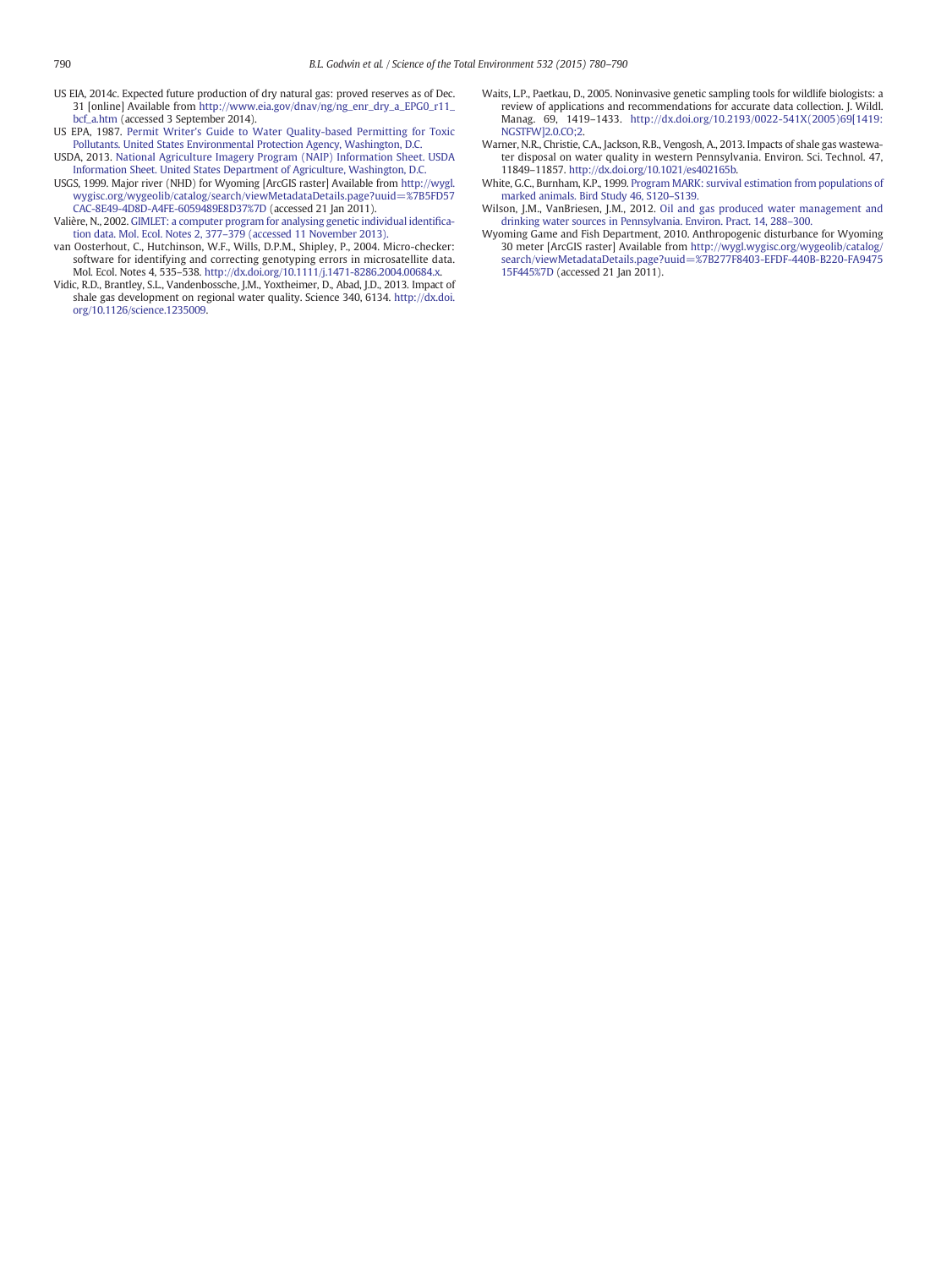US EIA, 2014c. Expected future production of dry natural gas: proved reserves as of Dec. 31 [online] Available from http://www.eia.gov/dnav/ng/ng_enr_dry_a_EPG0_r11_bcf_a.htm (accessed 3 September 2014).

US EPA, 1987. Permit Writer's Guide to Water Quality-based Permitting for Toxic Pollutants. United States Environmental Protection Agency, Washington, D.C.

USDA, 2013. National Agriculture Imagery Program (NAIP) Information Sheet. USDA Information Sheet. United States Department of Agriculture, Washington, D.C.

USGS, 1999. Major river (NHD) for Wyoming [ArcGIS raster] Available from http://wygl.wygisc.org/wygeolib/catalog/search/viewMetadataDetails.page?uuid=%7B5FD57CAC-8E49-4D8D-A4FE-6059489E8D37%7D (accessed 21 Jan 2011).

Valière, N., 2002. GIMLET: a computer program for analysing genetic individual identification data. Mol. Ecol. Notes 2, 377–379 (accessed 11 November 2013).

van Oosterhout, C., Hutchinson, W.F., Wills, D.P.M., Shipley, P., 2004. Micro-checker: software for identifying and correcting genotyping errors in microsatellite data. Mol. Ecol. Notes 4, 535–538. http://dx.doi.org/10.1111/j.1471-8286.2004.00684.x.

Vidic, R.D., Brantley, S.L., Vandenbossche, J.M., Yoxtheimer, D., Abad, J.D., 2013. Impact of shale gas development on regional water quality. Science 340, 6134. http://dx.doi.org/10.1126/science.1235009.

Waits, L.P., Paetkau, D., 2005. Noninvasive genetic sampling tools for wildlife biologists: a review of applications and recommendations for accurate data collection. J. Wildl. Manag. 69, 1419–1433. http://dx.doi.org/10.2193/0022-541X(2005)69[1419:NGSTFW]2.0.CO;2.

Warner, N.R., Christie, C.A., Jackson, R.B., Vengosh, A., 2013. Impacts of shale gas wastewater disposal on water quality in western Pennsylvania. Environ. Sci. Technol. 47, 11849–11857. http://dx.doi.org/10.1021/es402165b.

White, G.C., Burnham, K.P., 1999. Program MARK: survival estimation from populations of marked animals. Bird Study 46, S120–S139.

Wilson, J.M., VanBriesen, J.M., 2012. Oil and gas produced water management and drinking water sources in Pennsylvania. Environ. Pract. 14, 288–300.

Wyoming Game and Fish Department, 2010. Anthropogenic disturbance for Wyoming 30 meter [ArcGIS raster] Available from http://wygl.wygisc.org/wygeolib/catalog/search/viewMetadataDetails.page?uuid=%7B277F8403-EFDF-440B-B220-FA947515F445%7D (accessed 21 Jan 2011).